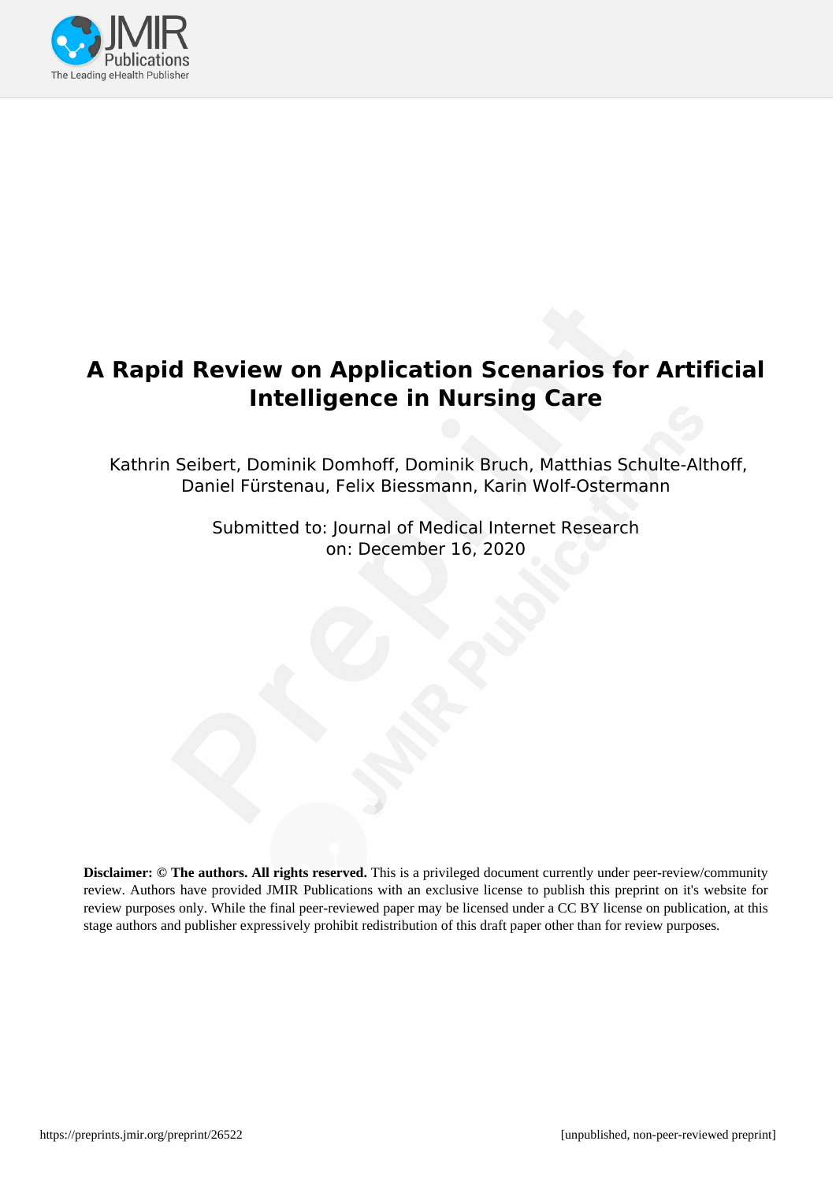# A Rapid Review on Application Scenarios for Artificial Intelligence in Nursing Care

Kathrin Seibert, Dominik Domhoff, Dominik Bruch, Matthias Schulte-Althoff, Daniel Fürstenau, Felix Biessmann, Karin Wolf-Ostermann

Submitted to: Journal of Medical Internet Research
on: December 16, 2020

**Disclaimer: © The authors. All rights reserved.** This is a privileged document currently under peer-review/community review. Authors have provided JMIR Publications with an exclusive license to publish this preprint on it's website for review purposes only. While the final peer-reviewed paper may be licensed under a CC BY license on publication, at this stage authors and publisher expressively prohibit redistribution of this draft paper other than for review purposes.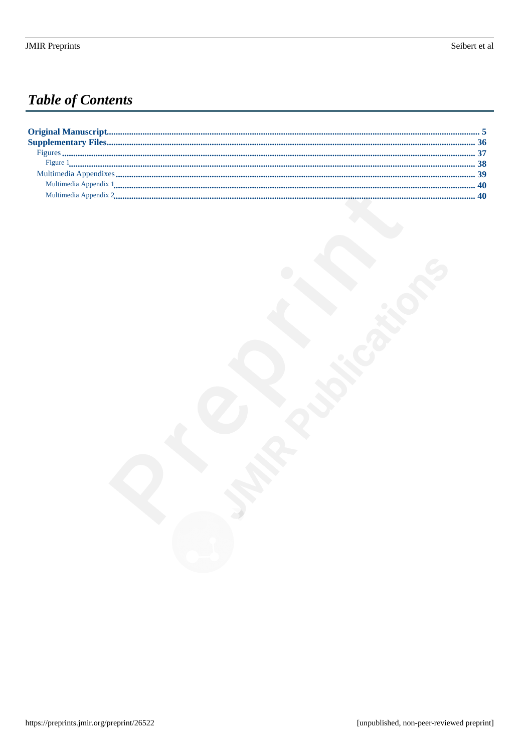# *Table of Contents*

**Original Manuscript** ..................... **5**
**Supplementary Files** ..................... **36**
  Figures ..................... **37**
    Figure 1 ..................... **38**
  Multimedia Appendixes ..................... **39**
    Multimedia Appendix 1 ..................... **40**
    Multimedia Appendix 2 ..................... **40**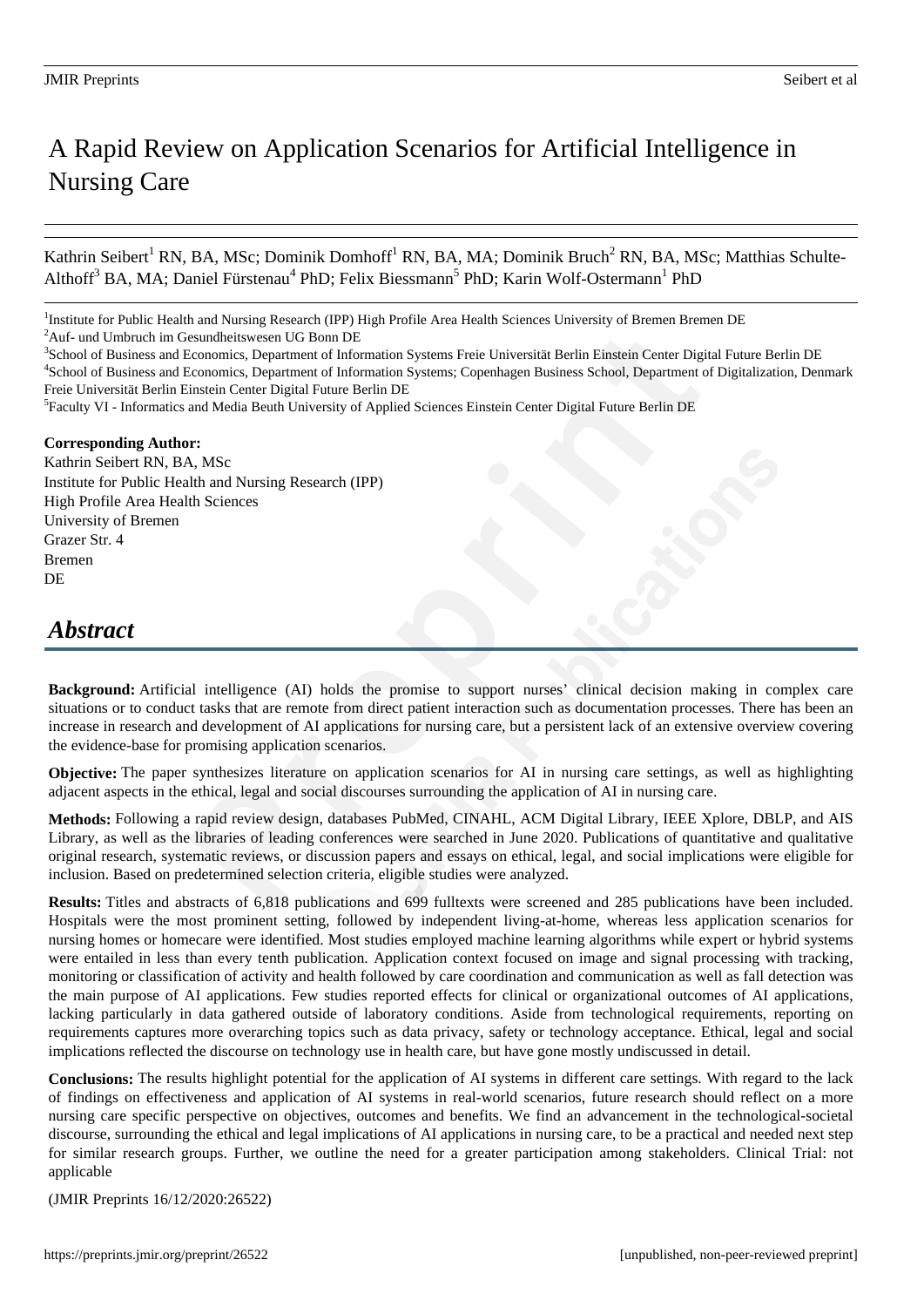# A Rapid Review on Application Scenarios for Artificial Intelligence in Nursing Care

Kathrin Seibert[1] RN, BA, MSc; Dominik Domhoff[1] RN, BA, MA; Dominik Bruch[2] RN, BA, MSc; Matthias Schulte-Althoff[3] BA, MA; Daniel Fürstenau[4] PhD; Felix Biessmann[5] PhD; Karin Wolf-Ostermann[1] PhD

[1]Institute for Public Health and Nursing Research (IPP) High Profile Area Health Sciences University of Bremen Bremen DE
[2]Auf- und Umbruch im Gesundheitswesen UG Bonn DE
[3]School of Business and Economics, Department of Information Systems Freie Universität Berlin Einstein Center Digital Future Berlin DE
[4]School of Business and Economics, Department of Information Systems; Copenhagen Business School, Department of Digitalization, Denmark Freie Universität Berlin Einstein Center Digital Future Berlin DE
[5]Faculty VI - Informatics and Media Beuth University of Applied Sciences Einstein Center Digital Future Berlin DE

**Corresponding Author:**
Kathrin Seibert RN, BA, MSc
Institute for Public Health and Nursing Research (IPP)
High Profile Area Health Sciences
University of Bremen
Grazer Str. 4
Bremen
DE

## *Abstract*

**Background:** Artificial intelligence (AI) holds the promise to support nurses' clinical decision making in complex care situations or to conduct tasks that are remote from direct patient interaction such as documentation processes. There has been an increase in research and development of AI applications for nursing care, but a persistent lack of an extensive overview covering the evidence-base for promising application scenarios.

**Objective:** The paper synthesizes literature on application scenarios for AI in nursing care settings, as well as highlighting adjacent aspects in the ethical, legal and social discourses surrounding the application of AI in nursing care.

**Methods:** Following a rapid review design, databases PubMed, CINAHL, ACM Digital Library, IEEE Xplore, DBLP, and AIS Library, as well as the libraries of leading conferences were searched in June 2020. Publications of quantitative and qualitative original research, systematic reviews, or discussion papers and essays on ethical, legal, and social implications were eligible for inclusion. Based on predetermined selection criteria, eligible studies were analyzed.

**Results:** Titles and abstracts of 6,818 publications and 699 fulltexts were screened and 285 publications have been included. Hospitals were the most prominent setting, followed by independent living-at-home, whereas less application scenarios for nursing homes or homecare were identified. Most studies employed machine learning algorithms while expert or hybrid systems were entailed in less than every tenth publication. Application context focused on image and signal processing with tracking, monitoring or classification of activity and health followed by care coordination and communication as well as fall detection was the main purpose of AI applications. Few studies reported effects for clinical or organizational outcomes of AI applications, lacking particularly in data gathered outside of laboratory conditions. Aside from technological requirements, reporting on requirements captures more overarching topics such as data privacy, safety or technology acceptance. Ethical, legal and social implications reflected the discourse on technology use in health care, but have gone mostly undiscussed in detail.

**Conclusions:** The results highlight potential for the application of AI systems in different care settings. With regard to the lack of findings on effectiveness and application of AI systems in real-world scenarios, future research should reflect on a more nursing care specific perspective on objectives, outcomes and benefits. We find an advancement in the technological-societal discourse, surrounding the ethical and legal implications of AI applications in nursing care, to be a practical and needed next step for similar research groups. Further, we outline the need for a greater participation among stakeholders. Clinical Trial: not applicable

(JMIR Preprints 16/12/2020:26522)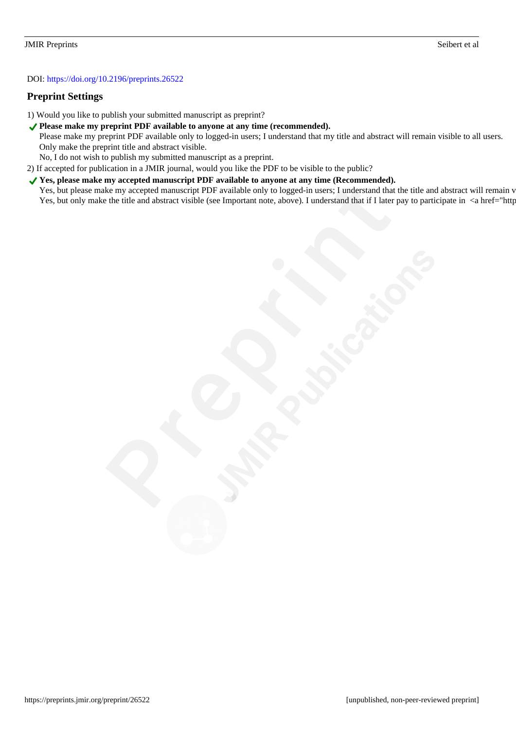DOI: https://doi.org/10.2196/preprints.26522

## Preprint Settings

1) Would you like to publish your submitted manuscript as preprint?

- ✔ **Please make my preprint PDF available to anyone at any time (recommended).**
- Please make my preprint PDF available only to logged-in users; I understand that my title and abstract will remain visible to all users.
- Only make the preprint title and abstract visible.
- No, I do not wish to publish my submitted manuscript as a preprint.

2) If accepted for publication in a JMIR journal, would you like the PDF to be visible to the public?

- ✔ **Yes, please make my accepted manuscript PDF available to anyone at any time (Recommended).**
- Yes, but please make my accepted manuscript PDF available only to logged-in users; I understand that the title and abstract will remain v
- Yes, but only make the title and abstract visible (see Important note, above). I understand that if I later pay to participate in <a href="http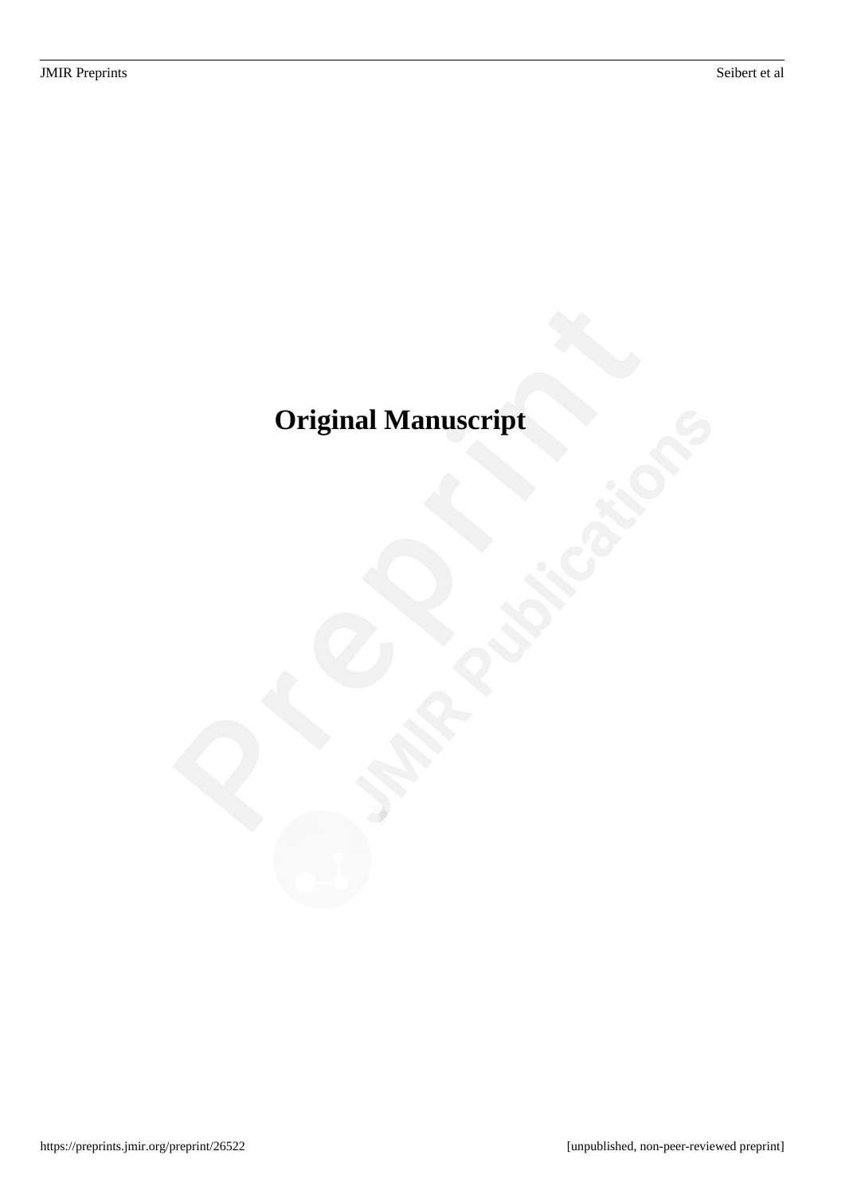# Original Manuscript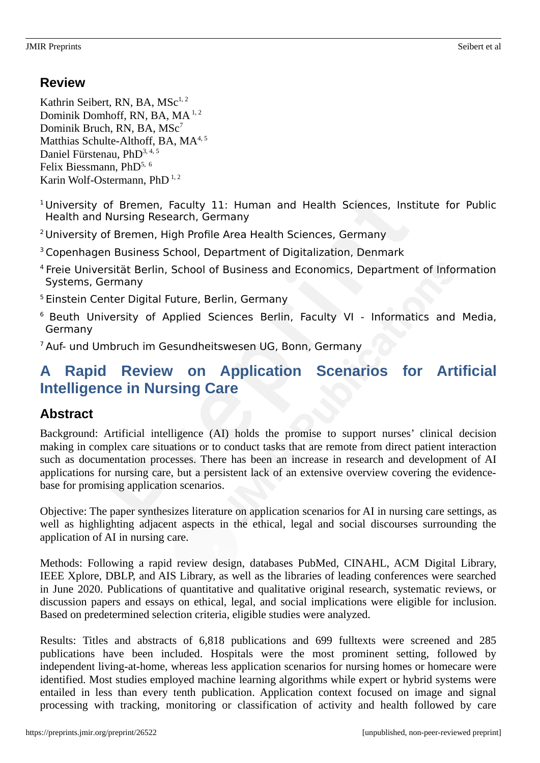## Review

Kathrin Seibert, RN, BA, MSc[1, 2]
Dominik Domhoff, RN, BA, MA [1, 2]
Dominik Bruch, RN, BA, MSc[7]
Matthias Schulte-Althoff, BA, MA[4, 5]
Daniel Fürstenau, PhD[3, 4, 5]
Felix Biessmann, PhD[5, 6]
Karin Wolf-Ostermann, PhD [1, 2]

[1] University of Bremen, Faculty 11: Human and Health Sciences, Institute for Public Health and Nursing Research, Germany

[2] University of Bremen, High Profile Area Health Sciences, Germany

[3] Copenhagen Business School, Department of Digitalization, Denmark

[4] Freie Universität Berlin, School of Business and Economics, Department of Information Systems, Germany

[5] Einstein Center Digital Future, Berlin, Germany

[6] Beuth University of Applied Sciences Berlin, Faculty VI - Informatics and Media, Germany

[7] Auf- und Umbruch im Gesundheitswesen UG, Bonn, Germany

# A Rapid Review on Application Scenarios for Artificial Intelligence in Nursing Care

## Abstract

Background: Artificial intelligence (AI) holds the promise to support nurses' clinical decision making in complex care situations or to conduct tasks that are remote from direct patient interaction such as documentation processes. There has been an increase in research and development of AI applications for nursing care, but a persistent lack of an extensive overview covering the evidence-base for promising application scenarios.

Objective: The paper synthesizes literature on application scenarios for AI in nursing care settings, as well as highlighting adjacent aspects in the ethical, legal and social discourses surrounding the application of AI in nursing care.

Methods: Following a rapid review design, databases PubMed, CINAHL, ACM Digital Library, IEEE Xplore, DBLP, and AIS Library, as well as the libraries of leading conferences were searched in June 2020. Publications of quantitative and qualitative original research, systematic reviews, or discussion papers and essays on ethical, legal, and social implications were eligible for inclusion. Based on predetermined selection criteria, eligible studies were analyzed.

Results: Titles and abstracts of 6,818 publications and 699 fulltexts were screened and 285 publications have been included. Hospitals were the most prominent setting, followed by independent living-at-home, whereas less application scenarios for nursing homes or homecare were identified. Most studies employed machine learning algorithms while expert or hybrid systems were entailed in less than every tenth publication. Application context focused on image and signal processing with tracking, monitoring or classification of activity and health followed by care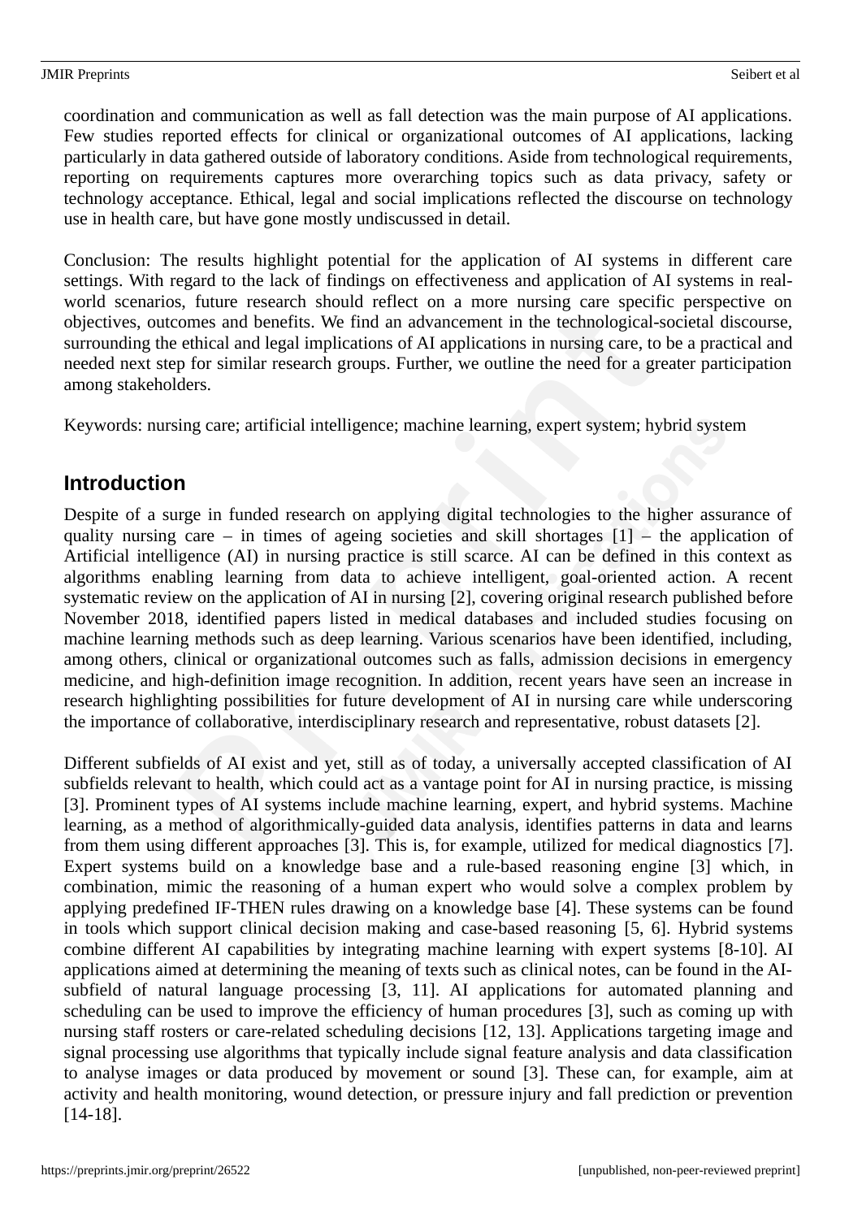coordination and communication as well as fall detection was the main purpose of AI applications. Few studies reported effects for clinical or organizational outcomes of AI applications, lacking particularly in data gathered outside of laboratory conditions. Aside from technological requirements, reporting on requirements captures more overarching topics such as data privacy, safety or technology acceptance. Ethical, legal and social implications reflected the discourse on technology use in health care, but have gone mostly undiscussed in detail.

Conclusion: The results highlight potential for the application of AI systems in different care settings. With regard to the lack of findings on effectiveness and application of AI systems in real-world scenarios, future research should reflect on a more nursing care specific perspective on objectives, outcomes and benefits. We find an advancement in the technological-societal discourse, surrounding the ethical and legal implications of AI applications in nursing care, to be a practical and needed next step for similar research groups. Further, we outline the need for a greater participation among stakeholders.

Keywords: nursing care; artificial intelligence; machine learning, expert system; hybrid system

## Introduction

Despite of a surge in funded research on applying digital technologies to the higher assurance of quality nursing care – in times of ageing societies and skill shortages [1] – the application of Artificial intelligence (AI) in nursing practice is still scarce. AI can be defined in this context as algorithms enabling learning from data to achieve intelligent, goal-oriented action. A recent systematic review on the application of AI in nursing [2], covering original research published before November 2018, identified papers listed in medical databases and included studies focusing on machine learning methods such as deep learning. Various scenarios have been identified, including, among others, clinical or organizational outcomes such as falls, admission decisions in emergency medicine, and high-definition image recognition. In addition, recent years have seen an increase in research highlighting possibilities for future development of AI in nursing care while underscoring the importance of collaborative, interdisciplinary research and representative, robust datasets [2].

Different subfields of AI exist and yet, still as of today, a universally accepted classification of AI subfields relevant to health, which could act as a vantage point for AI in nursing practice, is missing [3]. Prominent types of AI systems include machine learning, expert, and hybrid systems. Machine learning, as a method of algorithmically-guided data analysis, identifies patterns in data and learns from them using different approaches [3]. This is, for example, utilized for medical diagnostics [7]. Expert systems build on a knowledge base and a rule-based reasoning engine [3] which, in combination, mimic the reasoning of a human expert who would solve a complex problem by applying predefined IF-THEN rules drawing on a knowledge base [4]. These systems can be found in tools which support clinical decision making and case-based reasoning [5, 6]. Hybrid systems combine different AI capabilities by integrating machine learning with expert systems [8-10]. AI applications aimed at determining the meaning of texts such as clinical notes, can be found in the AI-subfield of natural language processing [3, 11]. AI applications for automated planning and scheduling can be used to improve the efficiency of human procedures [3], such as coming up with nursing staff rosters or care-related scheduling decisions [12, 13]. Applications targeting image and signal processing use algorithms that typically include signal feature analysis and data classification to analyse images or data produced by movement or sound [3]. These can, for example, aim at activity and health monitoring, wound detection, or pressure injury and fall prediction or prevention [14-18].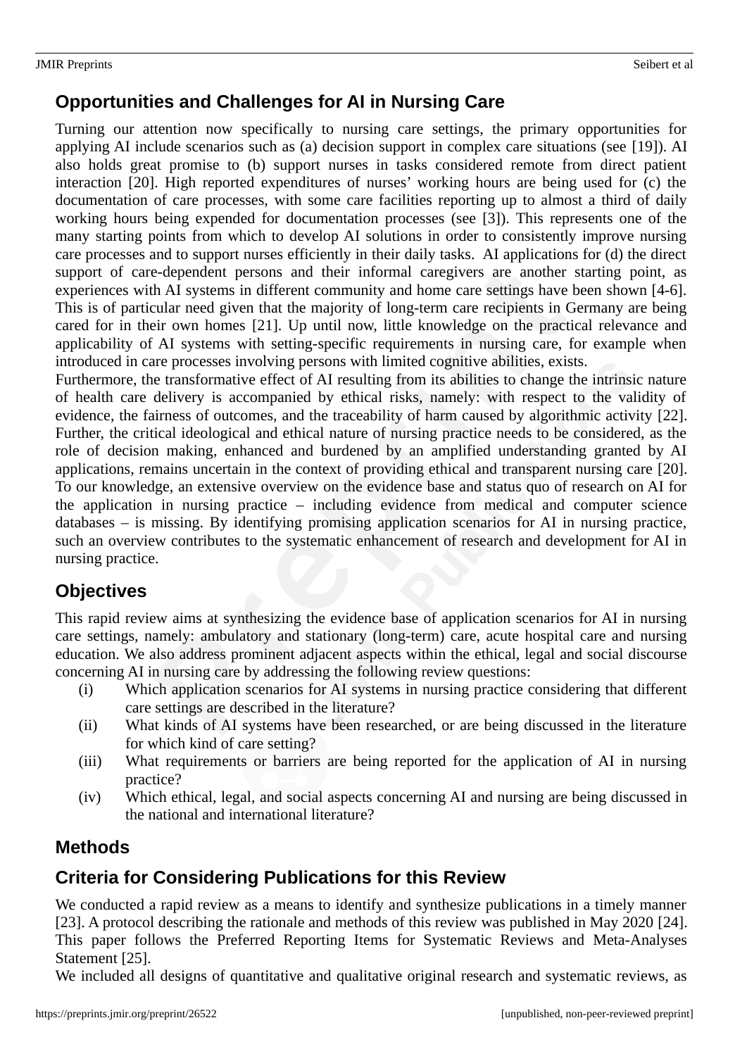## Opportunities and Challenges for AI in Nursing Care

Turning our attention now specifically to nursing care settings, the primary opportunities for applying AI include scenarios such as (a) decision support in complex care situations (see [19]). AI also holds great promise to (b) support nurses in tasks considered remote from direct patient interaction [20]. High reported expenditures of nurses' working hours are being used for (c) the documentation of care processes, with some care facilities reporting up to almost a third of daily working hours being expended for documentation processes (see [3]). This represents one of the many starting points from which to develop AI solutions in order to consistently improve nursing care processes and to support nurses efficiently in their daily tasks. AI applications for (d) the direct support of care-dependent persons and their informal caregivers are another starting point, as experiences with AI systems in different community and home care settings have been shown [4-6]. This is of particular need given that the majority of long-term care recipients in Germany are being cared for in their own homes [21]. Up until now, little knowledge on the practical relevance and applicability of AI systems with setting-specific requirements in nursing care, for example when introduced in care processes involving persons with limited cognitive abilities, exists.

Furthermore, the transformative effect of AI resulting from its abilities to change the intrinsic nature of health care delivery is accompanied by ethical risks, namely: with respect to the validity of evidence, the fairness of outcomes, and the traceability of harm caused by algorithmic activity [22]. Further, the critical ideological and ethical nature of nursing practice needs to be considered, as the role of decision making, enhanced and burdened by an amplified understanding granted by AI applications, remains uncertain in the context of providing ethical and transparent nursing care [20]. To our knowledge, an extensive overview on the evidence base and status quo of research on AI for the application in nursing practice – including evidence from medical and computer science databases – is missing. By identifying promising application scenarios for AI in nursing practice, such an overview contributes to the systematic enhancement of research and development for AI in nursing practice.

## Objectives

This rapid review aims at synthesizing the evidence base of application scenarios for AI in nursing care settings, namely: ambulatory and stationary (long-term) care, acute hospital care and nursing education. We also address prominent adjacent aspects within the ethical, legal and social discourse concerning AI in nursing care by addressing the following review questions:

(i) Which application scenarios for AI systems in nursing practice considering that different care settings are described in the literature?

(ii) What kinds of AI systems have been researched, or are being discussed in the literature for which kind of care setting?

(iii) What requirements or barriers are being reported for the application of AI in nursing practice?

(iv) Which ethical, legal, and social aspects concerning AI and nursing are being discussed in the national and international literature?

# Methods

## Criteria for Considering Publications for this Review

We conducted a rapid review as a means to identify and synthesize publications in a timely manner [23]. A protocol describing the rationale and methods of this review was published in May 2020 [24]. This paper follows the Preferred Reporting Items for Systematic Reviews and Meta-Analyses Statement [25].

We included all designs of quantitative and qualitative original research and systematic reviews, as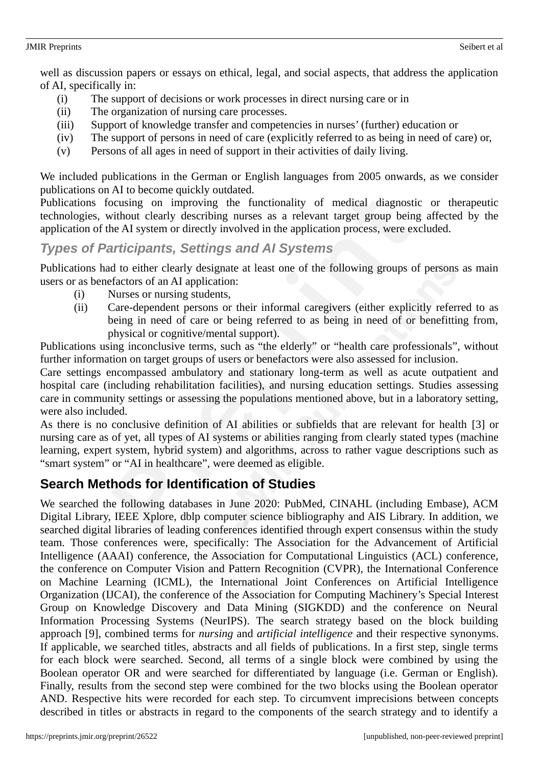well as discussion papers or essays on ethical, legal, and social aspects, that address the application of AI, specifically in:

(i) The support of decisions or work processes in direct nursing care or in
(ii) The organization of nursing care processes.
(iii) Support of knowledge transfer and competencies in nurses' (further) education or
(iv) The support of persons in need of care (explicitly referred to as being in need of care) or,
(v) Persons of all ages in need of support in their activities of daily living.

We included publications in the German or English languages from 2005 onwards, as we consider publications on AI to become quickly outdated.

Publications focusing on improving the functionality of medical diagnostic or therapeutic technologies, without clearly describing nurses as a relevant target group being affected by the application of the AI system or directly involved in the application process, were excluded.

### *Types of Participants, Settings and AI Systems*

Publications had to either clearly designate at least one of the following groups of persons as main users or as benefactors of an AI application:

(i) Nurses or nursing students,
(ii) Care-dependent persons or their informal caregivers (either explicitly referred to as being in need of care or being referred to as being in need of or benefitting from, physical or cognitive/mental support).

Publications using inconclusive terms, such as "the elderly" or "health care professionals", without further information on target groups of users or benefactors were also assessed for inclusion.

Care settings encompassed ambulatory and stationary long-term as well as acute outpatient and hospital care (including rehabilitation facilities), and nursing education settings. Studies assessing care in community settings or assessing the populations mentioned above, but in a laboratory setting, were also included.

As there is no conclusive definition of AI abilities or subfields that are relevant for health [3] or nursing care as of yet, all types of AI systems or abilities ranging from clearly stated types (machine learning, expert system, hybrid system) and algorithms, across to rather vague descriptions such as "smart system" or "AI in healthcare", were deemed as eligible.

## Search Methods for Identification of Studies

We searched the following databases in June 2020: PubMed, CINAHL (including Embase), ACM Digital Library, IEEE Xplore, dblp computer science bibliography and AIS Library. In addition, we searched digital libraries of leading conferences identified through expert consensus within the study team. Those conferences were, specifically: The Association for the Advancement of Artificial Intelligence (AAAI) conference, the Association for Computational Linguistics (ACL) conference, the conference on Computer Vision and Pattern Recognition (CVPR), the International Conference on Machine Learning (ICML), the International Joint Conferences on Artificial Intelligence Organization (IJCAI), the conference of the Association for Computing Machinery's Special Interest Group on Knowledge Discovery and Data Mining (SIGKDD) and the conference on Neural Information Processing Systems (NeurIPS). The search strategy based on the block building approach [9], combined terms for *nursing* and *artificial intelligence* and their respective synonyms. If applicable, we searched titles, abstracts and all fields of publications. In a first step, single terms for each block were searched. Second, all terms of a single block were combined by using the Boolean operator OR and were searched for differentiated by language (i.e. German or English). Finally, results from the second step were combined for the two blocks using the Boolean operator AND. Respective hits were recorded for each step. To circumvent imprecisions between concepts described in titles or abstracts in regard to the components of the search strategy and to identify a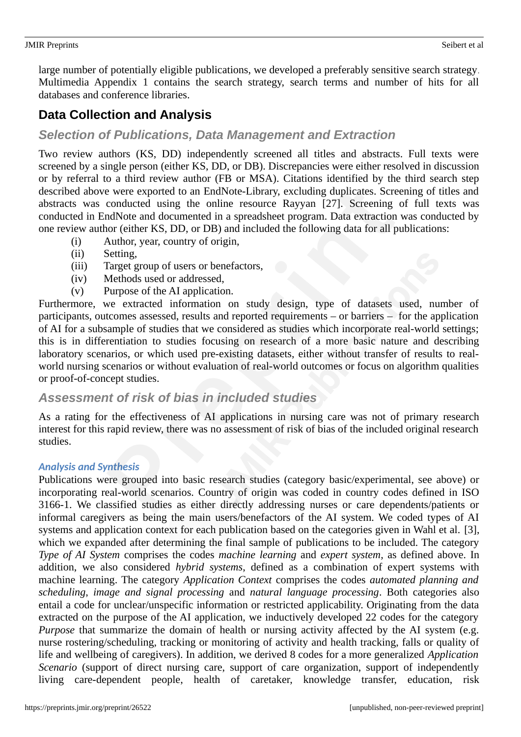large number of potentially eligible publications, we developed a preferably sensitive search strategy. Multimedia Appendix 1 contains the search strategy, search terms and number of hits for all databases and conference libraries.

## Data Collection and Analysis

### Selection of Publications, Data Management and Extraction

Two review authors (KS, DD) independently screened all titles and abstracts. Full texts were screened by a single person (either KS, DD, or DB). Discrepancies were either resolved in discussion or by referral to a third review author (FB or MSA). Citations identified by the third search step described above were exported to an EndNote-Library, excluding duplicates. Screening of titles and abstracts was conducted using the online resource Rayyan [27]. Screening of full texts was conducted in EndNote and documented in a spreadsheet program. Data extraction was conducted by one review author (either KS, DD, or DB) and included the following data for all publications:

(i) Author, year, country of origin,
(ii) Setting,
(iii) Target group of users or benefactors,
(iv) Methods used or addressed,
(v) Purpose of the AI application.

Furthermore, we extracted information on study design, type of datasets used, number of participants, outcomes assessed, results and reported requirements – or barriers – for the application of AI for a subsample of studies that we considered as studies which incorporate real-world settings; this is in differentiation to studies focusing on research of a more basic nature and describing laboratory scenarios, or which used pre-existing datasets, either without transfer of results to real-world nursing scenarios or without evaluation of real-world outcomes or focus on algorithm qualities or proof-of-concept studies.

### Assessment of risk of bias in included studies

As a rating for the effectiveness of AI applications in nursing care was not of primary research interest for this rapid review, there was no assessment of risk of bias of the included original research studies.

#### Analysis and Synthesis

Publications were grouped into basic research studies (category basic/experimental, see above) or incorporating real-world scenarios. Country of origin was coded in country codes defined in ISO 3166-1. We classified studies as either directly addressing nurses or care dependents/patients or informal caregivers as being the main users/benefactors of the AI system. We coded types of AI systems and application context for each publication based on the categories given in Wahl et al. [3], which we expanded after determining the final sample of publications to be included. The category *Type of AI System* comprises the codes *machine learning* and *expert system*, as defined above. In addition, we also considered *hybrid systems*, defined as a combination of expert systems with machine learning. The category *Application Context* comprises the codes *automated planning and scheduling*, *image and signal processing* and *natural language processing*. Both categories also entail a code for unclear/unspecific information or restricted applicability. Originating from the data extracted on the purpose of the AI application, we inductively developed 22 codes for the category *Purpose* that summarize the domain of health or nursing activity affected by the AI system (e.g. nurse rostering/scheduling, tracking or monitoring of activity and health tracking, falls or quality of life and wellbeing of caregivers). In addition, we derived 8 codes for a more generalized *Application Scenario* (support of direct nursing care, support of care organization, support of independently living care-dependent people, health of caretaker, knowledge transfer, education, risk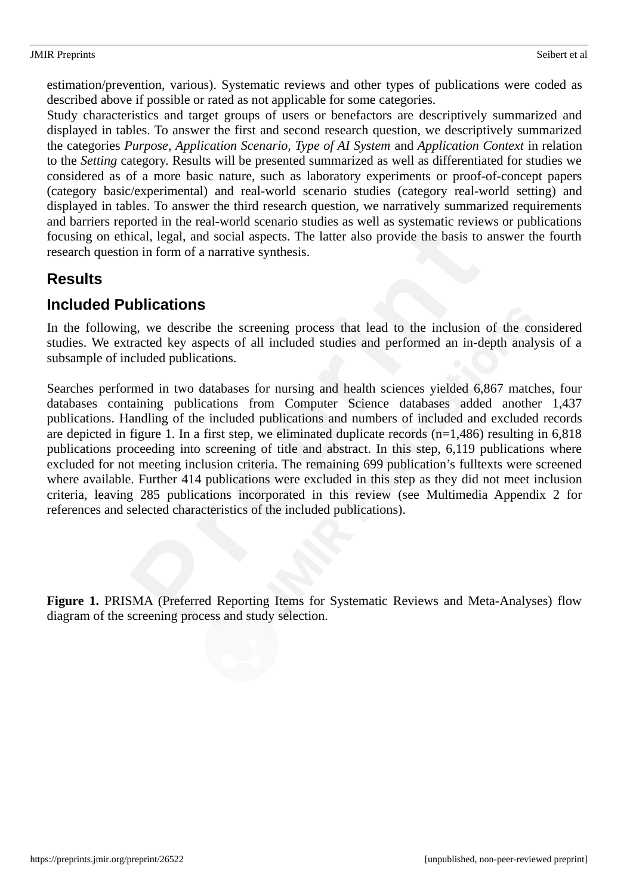estimation/prevention, various). Systematic reviews and other types of publications were coded as described above if possible or rated as not applicable for some categories.

Study characteristics and target groups of users or benefactors are descriptively summarized and displayed in tables. To answer the first and second research question, we descriptively summarized the categories *Purpose*, *Application Scenario*, *Type of AI System* and *Application Context* in relation to the *Setting* category. Results will be presented summarized as well as differentiated for studies we considered as of a more basic nature, such as laboratory experiments or proof-of-concept papers (category basic/experimental) and real-world scenario studies (category real-world setting) and displayed in tables. To answer the third research question, we narratively summarized requirements and barriers reported in the real-world scenario studies as well as systematic reviews or publications focusing on ethical, legal, and social aspects. The latter also provide the basis to answer the fourth research question in form of a narrative synthesis.

## Results

## Included Publications

In the following, we describe the screening process that lead to the inclusion of the considered studies. We extracted key aspects of all included studies and performed an in-depth analysis of a subsample of included publications.

Searches performed in two databases for nursing and health sciences yielded 6,867 matches, four databases containing publications from Computer Science databases added another 1,437 publications. Handling of the included publications and numbers of included and excluded records are depicted in figure 1. In a first step, we eliminated duplicate records (n=1,486) resulting in 6,818 publications proceeding into screening of title and abstract. In this step, 6,119 publications where excluded for not meeting inclusion criteria. The remaining 699 publication's fulltexts were screened where available. Further 414 publications were excluded in this step as they did not meet inclusion criteria, leaving 285 publications incorporated in this review (see Multimedia Appendix 2 for references and selected characteristics of the included publications).

**Figure 1.** PRISMA (Preferred Reporting Items for Systematic Reviews and Meta-Analyses) flow diagram of the screening process and study selection.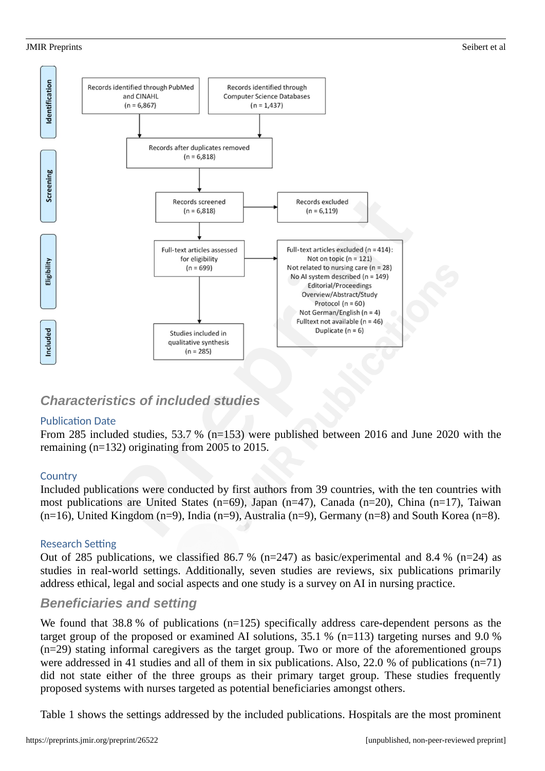Identification

Records identified through PubMed and CINAHL (n = 6,867)

Records identified through Computer Science Databases (n = 1,437)

Records after duplicates removed (n = 6,818)

Screening

Records screened (n = 6,818)

Records excluded (n = 6,119)

Eligibility

Full-text articles assessed for eligibility (n = 699)

Full-text articles excluded (n = 414):
Not on topic (n = 121)
Not related to nursing care (n = 28)
No AI system described (n = 149)
Editorial/Proceedings Overview/Abstract/Study Protocol (n = 60)
Not German/English (n = 4)
Fulltext not available (n = 46)
Duplicate (n = 6)

Included

Studies included in qualitative synthesis (n = 285)

## Characteristics of included studies

### Publication Date

From 285 included studies, 53.7 % (n=153) were published between 2016 and June 2020 with the remaining (n=132) originating from 2005 to 2015.

### Country

Included publications were conducted by first authors from 39 countries, with the ten countries with most publications are United States (n=69), Japan (n=47), Canada (n=20), China (n=17), Taiwan (n=16), United Kingdom (n=9), India (n=9), Australia (n=9), Germany (n=8) and South Korea (n=8).

### Research Setting

Out of 285 publications, we classified 86.7 % (n=247) as basic/experimental and 8.4 % (n=24) as studies in real-world settings. Additionally, seven studies are reviews, six publications primarily address ethical, legal and social aspects and one study is a survey on AI in nursing practice.

## Beneficiaries and setting

We found that 38.8 % of publications (n=125) specifically address care-dependent persons as the target group of the proposed or examined AI solutions, 35.1 % (n=113) targeting nurses and 9.0 % (n=29) stating informal caregivers as the target group. Two or more of the aforementioned groups were addressed in 41 studies and all of them in six publications. Also, 22.0 % of publications (n=71) did not state either of the three groups as their primary target group. These studies frequently proposed systems with nurses targeted as potential beneficiaries amongst others.

Table 1 shows the settings addressed by the included publications. Hospitals are the most prominent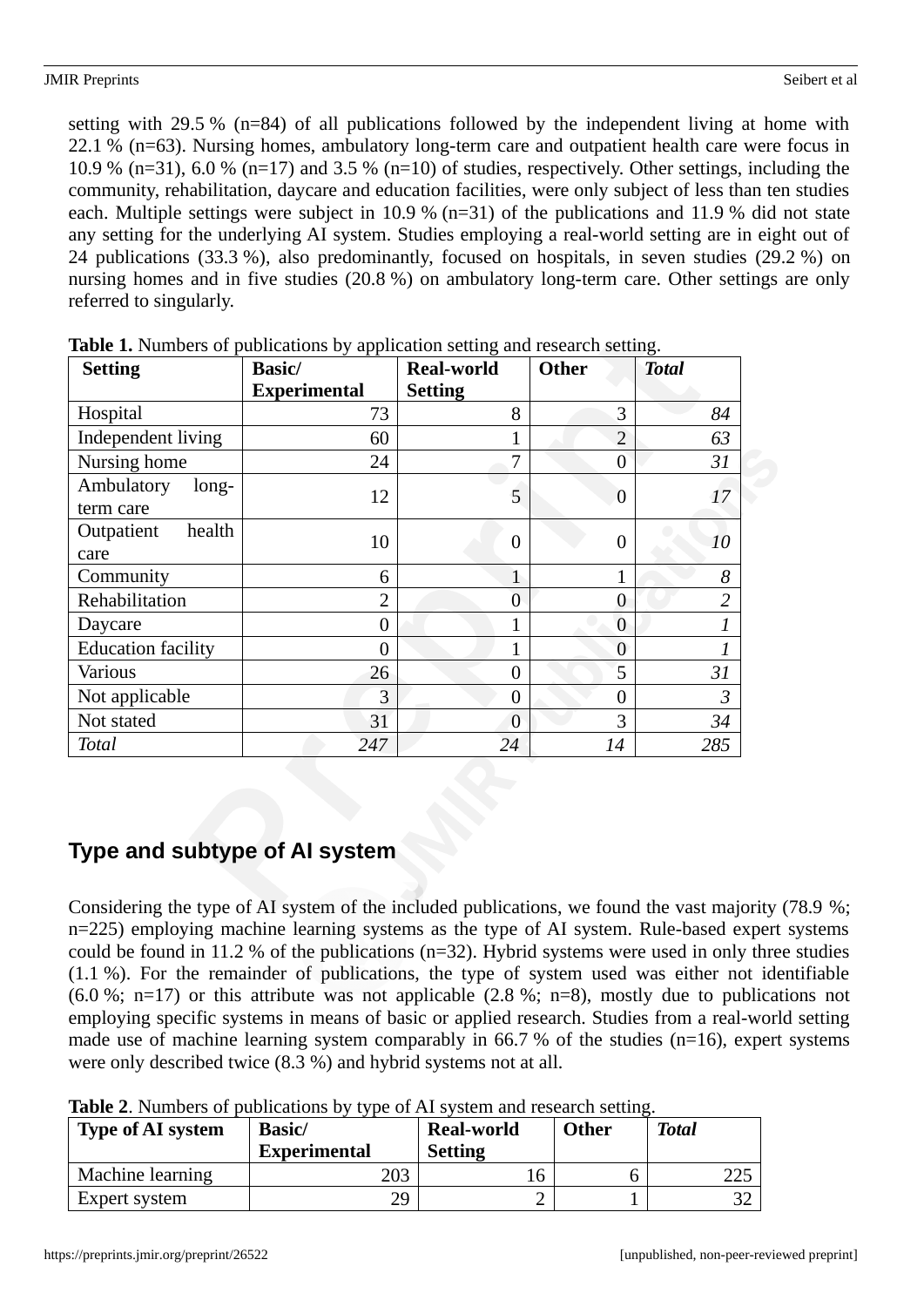setting with 29.5 % (n=84) of all publications followed by the independent living at home with 22.1 % (n=63). Nursing homes, ambulatory long-term care and outpatient health care were focus in 10.9 % (n=31), 6.0 % (n=17) and 3.5 % (n=10) of studies, respectively. Other settings, including the community, rehabilitation, daycare and education facilities, were only subject of less than ten studies each. Multiple settings were subject in 10.9 % (n=31) of the publications and 11.9 % did not state any setting for the underlying AI system. Studies employing a real-world setting are in eight out of 24 publications (33.3 %), also predominantly, focused on hospitals, in seven studies (29.2 %) on nursing homes and in five studies (20.8 %) on ambulatory long-term care. Other settings are only referred to singularly.

**Table 1.** Numbers of publications by application setting and research setting.

| Setting | Basic/ Experimental | Real-world Setting | Other | *Total* |
|---|---|---|---|---|
| Hospital | 73 | 8 | 3 | *84* |
| Independent living | 60 | 1 | 2 | *63* |
| Nursing home | 24 | 7 | 0 | *31* |
| Ambulatory long-term care | 12 | 5 | 0 | *17* |
| Outpatient health care | 10 | 0 | 0 | *10* |
| Community | 6 | 1 | 1 | *8* |
| Rehabilitation | 2 | 0 | 0 | *2* |
| Daycare | 0 | 1 | 0 | *1* |
| Education facility | 0 | 1 | 0 | *1* |
| Various | 26 | 0 | 5 | *31* |
| Not applicable | 3 | 0 | 0 | *3* |
| Not stated | 31 | 0 | 3 | *34* |
| *Total* | *247* | *24* | *14* | *285* |

## Type and subtype of AI system

Considering the type of AI system of the included publications, we found the vast majority (78.9 %; n=225) employing machine learning systems as the type of AI system. Rule-based expert systems could be found in 11.2 % of the publications (n=32). Hybrid systems were used in only three studies (1.1 %). For the remainder of publications, the type of system used was either not identifiable (6.0 %; n=17) or this attribute was not applicable (2.8 %; n=8), mostly due to publications not employing specific systems in means of basic or applied research. Studies from a real-world setting made use of machine learning system comparably in 66.7 % of the studies (n=16), expert systems were only described twice (8.3 %) and hybrid systems not at all.

**Table 2**. Numbers of publications by type of AI system and research setting.

| Type of AI system | Basic/ Experimental | Real-world Setting | Other | *Total* |
|---|---|---|---|---|
| Machine learning | 203 | 16 | 6 | 225 |
| Expert system | 29 | 2 | 1 | 32 |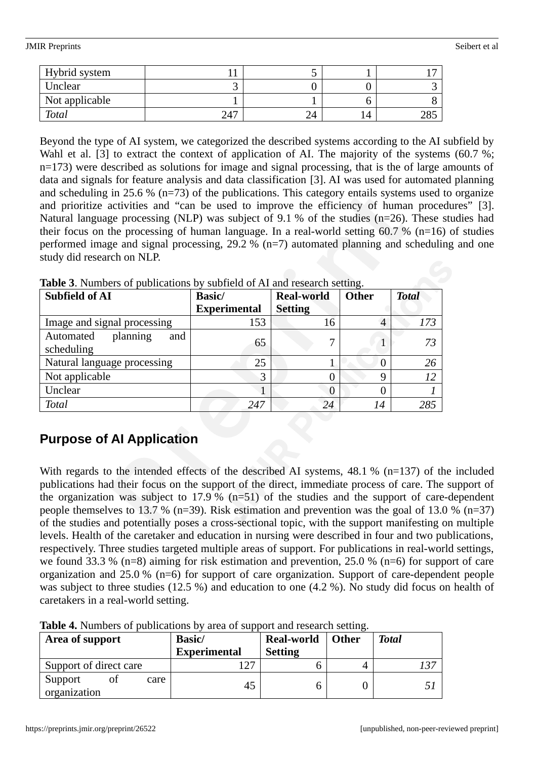| Hybrid system | 11 | 5 | 1 | 17 |
|---|---|---|---|---|
| Unclear | 3 | 0 | 0 | 3 |
| Not applicable | 1 | 1 | 6 | 8 |
| *Total* | 247 | 24 | 14 | 285 |

Beyond the type of AI system, we categorized the described systems according to the AI subfield by Wahl et al. [3] to extract the context of application of AI. The majority of the systems (60.7 %; n=173) were described as solutions for image and signal processing, that is the of large amounts of data and signals for feature analysis and data classification [3]. AI was used for automated planning and scheduling in 25.6 % (n=73) of the publications. This category entails systems used to organize and prioritize activities and "can be used to improve the efficiency of human procedures" [3]. Natural language processing (NLP) was subject of 9.1 % of the studies (n=26). These studies had their focus on the processing of human language. In a real-world setting 60.7 % (n=16) of studies performed image and signal processing, 29.2 % (n=7) automated planning and scheduling and one study did research on NLP.

**Table 3**. Numbers of publications by subfield of AI and research setting.

| **Subfield of AI** | **Basic/ Experimental** | **Real-world Setting** | **Other** | ***Total*** |
|---|---|---|---|---|
| Image and signal processing | 153 | 16 | 4 | *173* |
| Automated planning and scheduling | 65 | 7 | 1 | *73* |
| Natural language processing | 25 | 1 | 0 | *26* |
| Not applicable | 3 | 0 | 9 | *12* |
| Unclear | 1 | 0 | 0 | *1* |
| *Total* | *247* | *24* | *14* | *285* |

## Purpose of AI Application

With regards to the intended effects of the described AI systems, 48.1 % (n=137) of the included publications had their focus on the support of the direct, immediate process of care. The support of the organization was subject to 17.9 % (n=51) of the studies and the support of care-dependent people themselves to 13.7 % (n=39). Risk estimation and prevention was the goal of 13.0 % (n=37) of the studies and potentially poses a cross-sectional topic, with the support manifesting on multiple levels. Health of the caretaker and education in nursing were described in four and two publications, respectively. Three studies targeted multiple areas of support. For publications in real-world settings, we found 33.3 % (n=8) aiming for risk estimation and prevention, 25.0 % (n=6) for support of care organization and 25.0 % (n=6) for support of care organization. Support of care-dependent people was subject to three studies (12.5 %) and education to one (4.2 %). No study did focus on health of caretakers in a real-world setting.

**Table 4.** Numbers of publications by area of support and research setting.

| **Area of support** | **Basic/ Experimental** | **Real-world Setting** | **Other** | ***Total*** |
|---|---|---|---|---|
| Support of direct care | 127 | 6 | 4 | *137* |
| Support of care organization | 45 | 6 | 0 | *51* |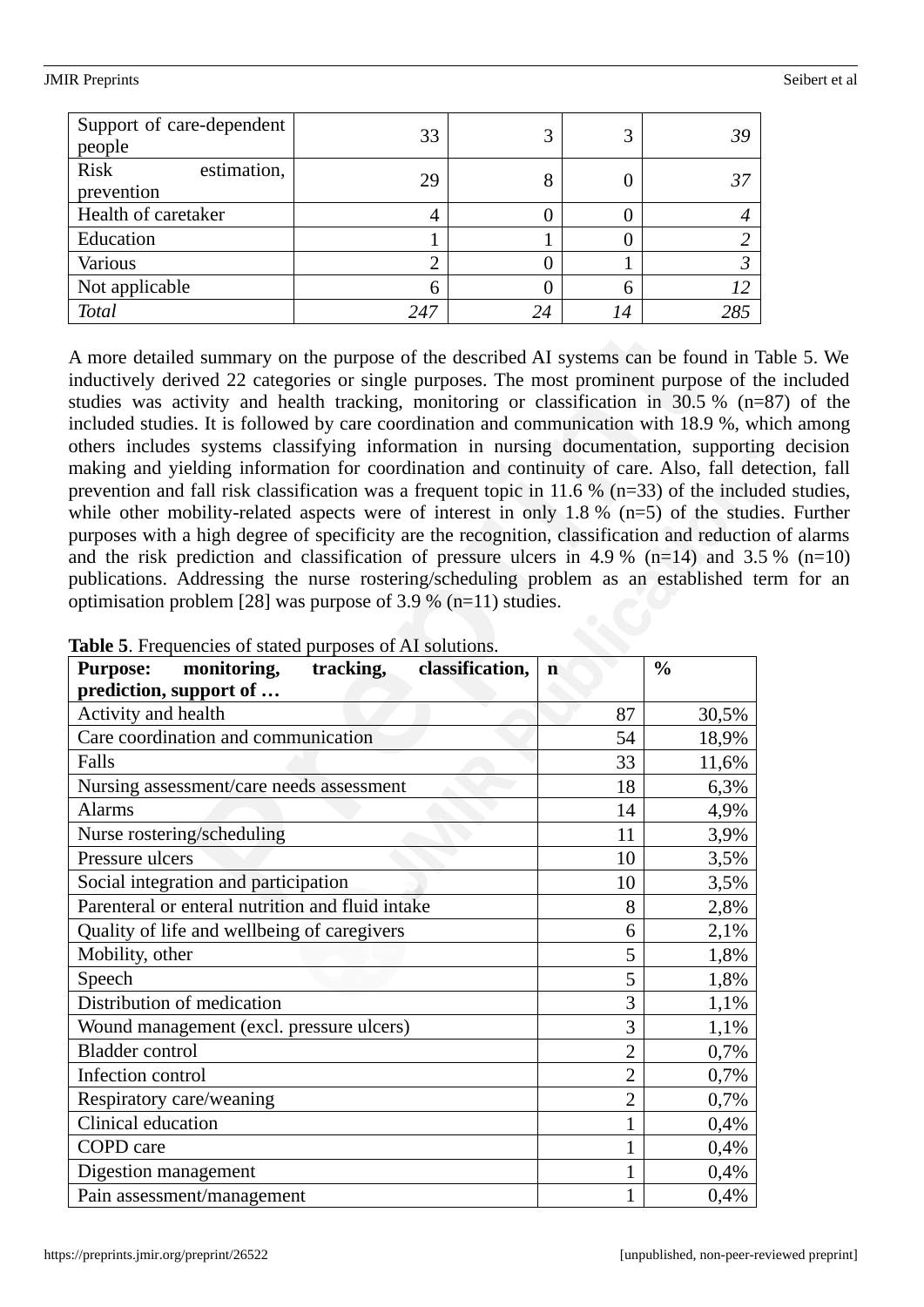| | | | | |
|---|---|---|---|---|
| Support of care-dependent people | 33 | 3 | 3 | *39* |
| Risk estimation, prevention | 29 | 8 | 0 | *37* |
| Health of caretaker | 4 | 0 | 0 | *4* |
| Education | 1 | 1 | 0 | *2* |
| Various | 2 | 0 | 1 | *3* |
| Not applicable | 6 | 0 | 6 | *12* |
| *Total* | *247* | *24* | *14* | *285* |

A more detailed summary on the purpose of the described AI systems can be found in Table 5. We inductively derived 22 categories or single purposes. The most prominent purpose of the included studies was activity and health tracking, monitoring or classification in 30.5 % (n=87) of the included studies. It is followed by care coordination and communication with 18.9 %, which among others includes systems classifying information in nursing documentation, supporting decision making and yielding information for coordination and continuity of care. Also, fall detection, fall prevention and fall risk classification was a frequent topic in 11.6 % (n=33) of the included studies, while other mobility-related aspects were of interest in only 1.8 % (n=5) of the studies. Further purposes with a high degree of specificity are the recognition, classification and reduction of alarms and the risk prediction and classification of pressure ulcers in 4.9 % (n=14) and 3.5 % (n=10) publications. Addressing the nurse rostering/scheduling problem as an established term for an optimisation problem [28] was purpose of 3.9 % (n=11) studies.

**Table 5**. Frequencies of stated purposes of AI solutions.

| **Purpose: monitoring, tracking, classification, prediction, support of …** | **n** | **%** |
|---|---|---|
| Activity and health | 87 | 30,5% |
| Care coordination and communication | 54 | 18,9% |
| Falls | 33 | 11,6% |
| Nursing assessment/care needs assessment | 18 | 6,3% |
| Alarms | 14 | 4,9% |
| Nurse rostering/scheduling | 11 | 3,9% |
| Pressure ulcers | 10 | 3,5% |
| Social integration and participation | 10 | 3,5% |
| Parenteral or enteral nutrition and fluid intake | 8 | 2,8% |
| Quality of life and wellbeing of caregivers | 6 | 2,1% |
| Mobility, other | 5 | 1,8% |
| Speech | 5 | 1,8% |
| Distribution of medication | 3 | 1,1% |
| Wound management (excl. pressure ulcers) | 3 | 1,1% |
| Bladder control | 2 | 0,7% |
| Infection control | 2 | 0,7% |
| Respiratory care/weaning | 2 | 0,7% |
| Clinical education | 1 | 0,4% |
| COPD care | 1 | 0,4% |
| Digestion management | 1 | 0,4% |
| Pain assessment/management | 1 | 0,4% |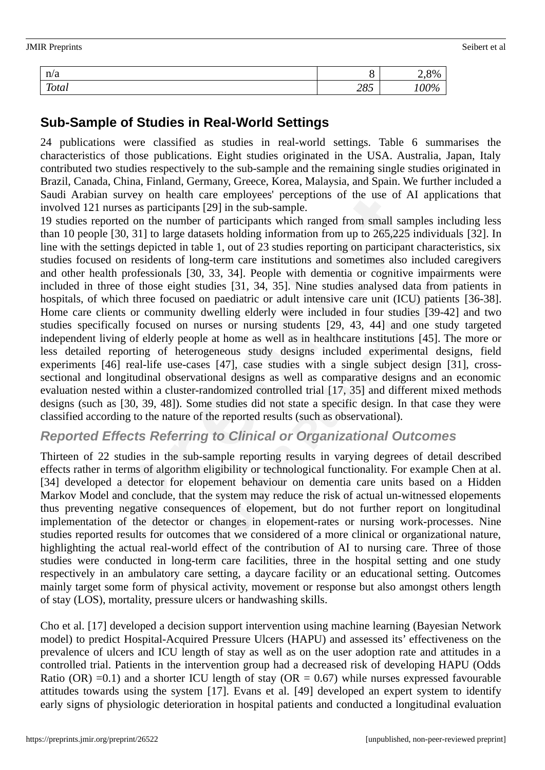| n/a | 8 | 2,8% |
| --- | --- | --- |
| *Total* | *285* | *100%* |

## Sub-Sample of Studies in Real-World Settings

24 publications were classified as studies in real-world settings. Table 6 summarises the characteristics of those publications. Eight studies originated in the USA. Australia, Japan, Italy contributed two studies respectively to the sub-sample and the remaining single studies originated in Brazil, Canada, China, Finland, Germany, Greece, Korea, Malaysia, and Spain. We further included a Saudi Arabian survey on health care employees' perceptions of the use of AI applications that involved 121 nurses as participants [29] in the sub-sample.

19 studies reported on the number of participants which ranged from small samples including less than 10 people [30, 31] to large datasets holding information from up to 265,225 individuals [32]. In line with the settings depicted in table 1, out of 23 studies reporting on participant characteristics, six studies focused on residents of long-term care institutions and sometimes also included caregivers and other health professionals [30, 33, 34]. People with dementia or cognitive impairments were included in three of those eight studies [31, 34, 35]. Nine studies analysed data from patients in hospitals, of which three focused on paediatric or adult intensive care unit (ICU) patients [36-38]. Home care clients or community dwelling elderly were included in four studies [39-42] and two studies specifically focused on nurses or nursing students [29, 43, 44] and one study targeted independent living of elderly people at home as well as in healthcare institutions [45]. The more or less detailed reporting of heterogeneous study designs included experimental designs, field experiments [46] real-life use-cases [47], case studies with a single subject design [31], cross-sectional and longitudinal observational designs as well as comparative designs and an economic evaluation nested within a cluster-randomized controlled trial [17, 35] and different mixed methods designs (such as [30, 39, 48]). Some studies did not state a specific design. In that case they were classified according to the nature of the reported results (such as observational).

### *Reported Effects Referring to Clinical or Organizational Outcomes*

Thirteen of 22 studies in the sub-sample reporting results in varying degrees of detail described effects rather in terms of algorithm eligibility or technological functionality. For example Chen at al. [34] developed a detector for elopement behaviour on dementia care units based on a Hidden Markov Model and conclude, that the system may reduce the risk of actual un-witnessed elopements thus preventing negative consequences of elopement, but do not further report on longitudinal implementation of the detector or changes in elopement-rates or nursing work-processes. Nine studies reported results for outcomes that we considered of a more clinical or organizational nature, highlighting the actual real-world effect of the contribution of AI to nursing care. Three of those studies were conducted in long-term care facilities, three in the hospital setting and one study respectively in an ambulatory care setting, a daycare facility or an educational setting. Outcomes mainly target some form of physical activity, movement or response but also amongst others length of stay (LOS), mortality, pressure ulcers or handwashing skills.

Cho et al. [17] developed a decision support intervention using machine learning (Bayesian Network model) to predict Hospital-Acquired Pressure Ulcers (HAPU) and assessed its' effectiveness on the prevalence of ulcers and ICU length of stay as well as on the user adoption rate and attitudes in a controlled trial. Patients in the intervention group had a decreased risk of developing HAPU (Odds Ratio (OR) =0.1) and a shorter ICU length of stay (OR = 0.67) while nurses expressed favourable attitudes towards using the system [17]. Evans et al. [49] developed an expert system to identify early signs of physiologic deterioration in hospital patients and conducted a longitudinal evaluation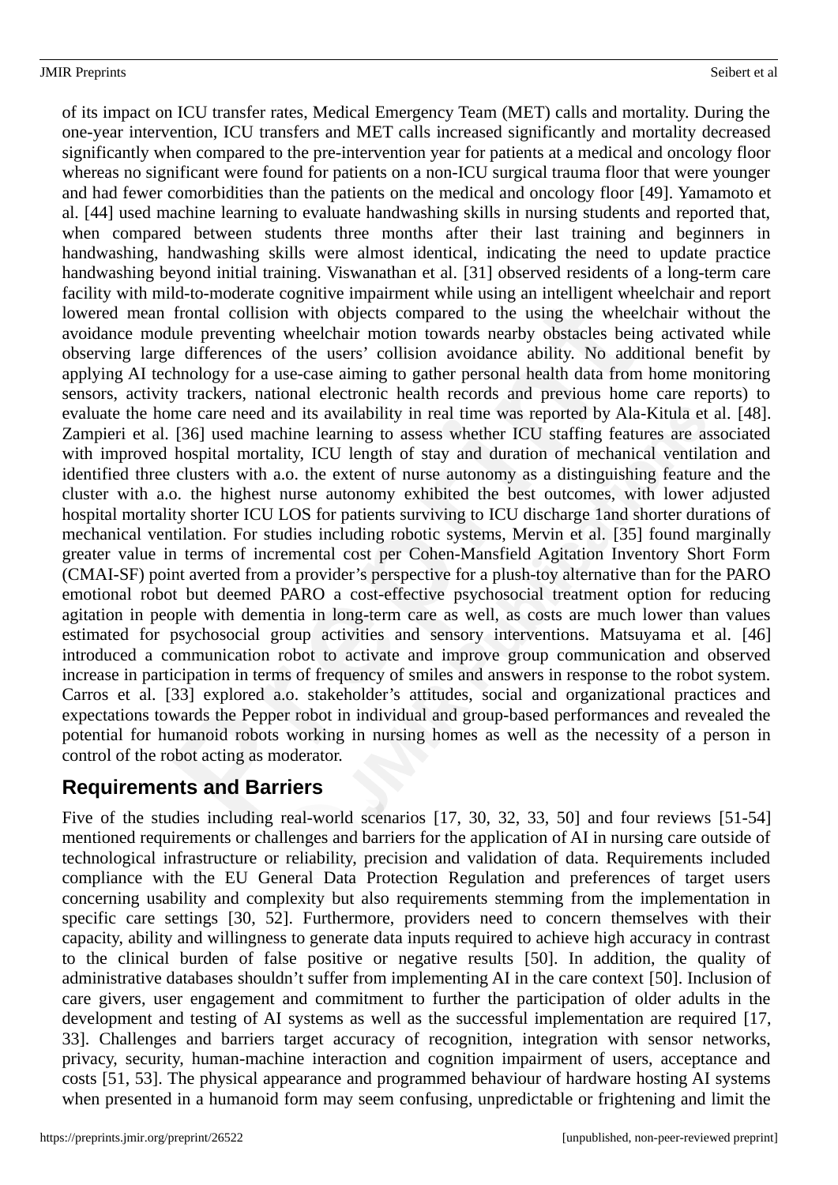of its impact on ICU transfer rates, Medical Emergency Team (MET) calls and mortality. During the one-year intervention, ICU transfers and MET calls increased significantly and mortality decreased significantly when compared to the pre-intervention year for patients at a medical and oncology floor whereas no significant were found for patients on a non-ICU surgical trauma floor that were younger and had fewer comorbidities than the patients on the medical and oncology floor [49]. Yamamoto et al. [44] used machine learning to evaluate handwashing skills in nursing students and reported that, when compared between students three months after their last training and beginners in handwashing, handwashing skills were almost identical, indicating the need to update practice handwashing beyond initial training. Viswanathan et al. [31] observed residents of a long-term care facility with mild-to-moderate cognitive impairment while using an intelligent wheelchair and report lowered mean frontal collision with objects compared to the using the wheelchair without the avoidance module preventing wheelchair motion towards nearby obstacles being activated while observing large differences of the users' collision avoidance ability. No additional benefit by applying AI technology for a use-case aiming to gather personal health data from home monitoring sensors, activity trackers, national electronic health records and previous home care reports) to evaluate the home care need and its availability in real time was reported by Ala-Kitula et al. [48]. Zampieri et al. [36] used machine learning to assess whether ICU staffing features are associated with improved hospital mortality, ICU length of stay and duration of mechanical ventilation and identified three clusters with a.o. the extent of nurse autonomy as a distinguishing feature and the cluster with a.o. the highest nurse autonomy exhibited the best outcomes, with lower adjusted hospital mortality shorter ICU LOS for patients surviving to ICU discharge 1and shorter durations of mechanical ventilation. For studies including robotic systems, Mervin et al. [35] found marginally greater value in terms of incremental cost per Cohen-Mansfield Agitation Inventory Short Form (CMAI-SF) point averted from a provider's perspective for a plush-toy alternative than for the PARO emotional robot but deemed PARO a cost-effective psychosocial treatment option for reducing agitation in people with dementia in long-term care as well, as costs are much lower than values estimated for psychosocial group activities and sensory interventions. Matsuyama et al. [46] introduced a communication robot to activate and improve group communication and observed increase in participation in terms of frequency of smiles and answers in response to the robot system. Carros et al. [33] explored a.o. stakeholder's attitudes, social and organizational practices and expectations towards the Pepper robot in individual and group-based performances and revealed the potential for humanoid robots working in nursing homes as well as the necessity of a person in control of the robot acting as moderator.

## Requirements and Barriers

Five of the studies including real-world scenarios [17, 30, 32, 33, 50] and four reviews [51-54] mentioned requirements or challenges and barriers for the application of AI in nursing care outside of technological infrastructure or reliability, precision and validation of data. Requirements included compliance with the EU General Data Protection Regulation and preferences of target users concerning usability and complexity but also requirements stemming from the implementation in specific care settings [30, 52]. Furthermore, providers need to concern themselves with their capacity, ability and willingness to generate data inputs required to achieve high accuracy in contrast to the clinical burden of false positive or negative results [50]. In addition, the quality of administrative databases shouldn't suffer from implementing AI in the care context [50]. Inclusion of care givers, user engagement and commitment to further the participation of older adults in the development and testing of AI systems as well as the successful implementation are required [17, 33]. Challenges and barriers target accuracy of recognition, integration with sensor networks, privacy, security, human-machine interaction and cognition impairment of users, acceptance and costs [51, 53]. The physical appearance and programmed behaviour of hardware hosting AI systems when presented in a humanoid form may seem confusing, unpredictable or frightening and limit the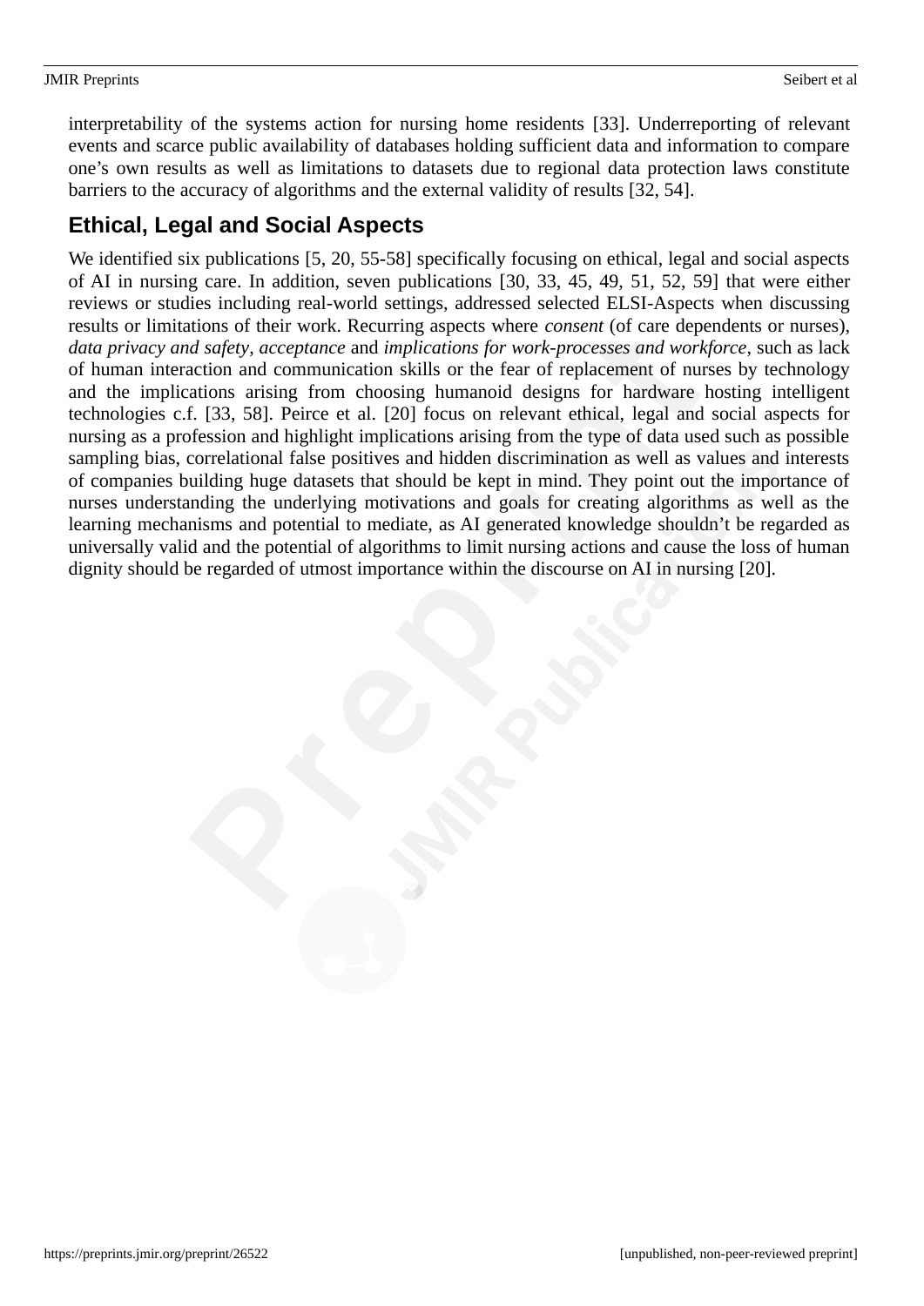interpretability of the systems action for nursing home residents [33]. Underreporting of relevant events and scarce public availability of databases holding sufficient data and information to compare one's own results as well as limitations to datasets due to regional data protection laws constitute barriers to the accuracy of algorithms and the external validity of results [32, 54].

## Ethical, Legal and Social Aspects

We identified six publications [5, 20, 55-58] specifically focusing on ethical, legal and social aspects of AI in nursing care. In addition, seven publications [30, 33, 45, 49, 51, 52, 59] that were either reviews or studies including real-world settings, addressed selected ELSI-Aspects when discussing results or limitations of their work. Recurring aspects where *consent* (of care dependents or nurses), *data privacy and safety*, *acceptance* and *implications for work-processes and workforce*, such as lack of human interaction and communication skills or the fear of replacement of nurses by technology and the implications arising from choosing humanoid designs for hardware hosting intelligent technologies c.f. [33, 58]. Peirce et al. [20] focus on relevant ethical, legal and social aspects for nursing as a profession and highlight implications arising from the type of data used such as possible sampling bias, correlational false positives and hidden discrimination as well as values and interests of companies building huge datasets that should be kept in mind. They point out the importance of nurses understanding the underlying motivations and goals for creating algorithms as well as the learning mechanisms and potential to mediate, as AI generated knowledge shouldn't be regarded as universally valid and the potential of algorithms to limit nursing actions and cause the loss of human dignity should be regarded of utmost importance within the discourse on AI in nursing [20].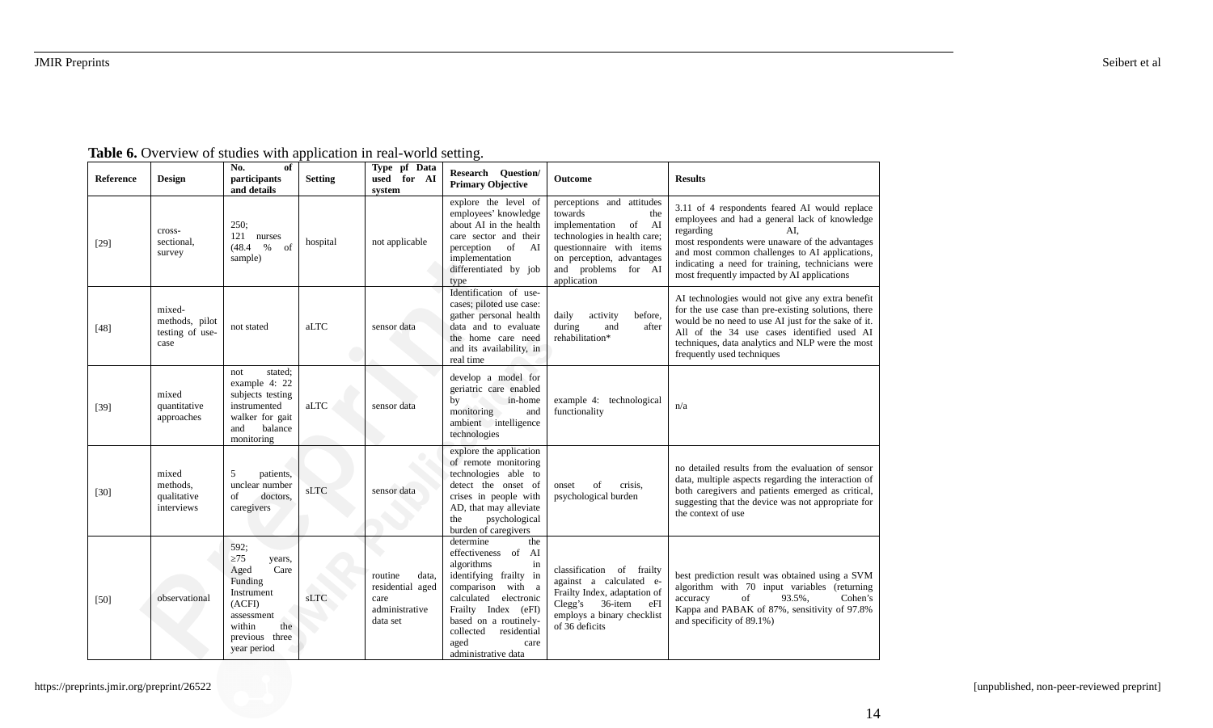**Table 6.** Overview of studies with application in real-world setting.

| Reference | Design | No. of participants and details | Setting | Type pf Data used for AI system | Research Question/ Primary Objective | Outcome | Results |
|---|---|---|---|---|---|---|---|
| [29] | cross-sectional, survey | 250; 121 nurses (48.4 % of sample) | hospital | not applicable | explore the level of employees' knowledge about AI in the health care sector and their perception of AI implementation differentiated by job type | perceptions and attitudes towards the implementation of AI technologies in health care; questionnaire with items on perception, advantages and problems for AI application | 3.11 of 4 respondents feared AI would replace employees and had a general lack of knowledge regarding AI, most respondents were unaware of the advantages and most common challenges to AI applications, indicating a need for training, technicians were most frequently impacted by AI applications |
| [48] | mixed-methods, pilot testing of use-case | not stated | aLTC | sensor data | Identification of use-cases; piloted use case: gather personal health data and to evaluate the home care need and its availability, in real time | daily activity before, during and after rehabilitation* | AI technologies would not give any extra benefit for the use case than pre-existing solutions, there would be no need to use AI just for the sake of it. All of the 34 use cases identified used AI techniques, data analytics and NLP were the most frequently used techniques |
| [39] | mixed quantitative approaches | not stated; example 4: 22 subjects testing instrumented walker for gait and balance monitoring | aLTC | sensor data | develop a model for geriatric care enabled by in-home monitoring and ambient intelligence technologies | example 4: technological functionality | n/a |
| [30] | mixed methods, qualitative interviews | 5 patients, unclear number of doctors, caregivers | sLTC | sensor data | explore the application of remote monitoring technologies able to detect the onset of crises in people with AD, that may alleviate the psychological burden of caregivers | onset of crisis, psychological burden | no detailed results from the evaluation of sensor data, multiple aspects regarding the interaction of both caregivers and patients emerged as critical, suggesting that the device was not appropriate for the context of use |
| [50] | observational | 592; ≥75 years, Aged Care Funding Instrument (ACFI) assessment within the previous three year period | sLTC | routine data, residential aged care administrative data set | determine the effectiveness of AI algorithms in identifying frailty in comparison with a calculated electronic Frailty Index (eFI) based on a routinely-collected residential aged care administrative data | classification of frailty against a calculated e-Frailty Index, adaptation of Clegg's 36-item eFI employs a binary checklist of 36 deficits | best prediction result was obtained using a SVM algorithm with 70 input variables (returning accuracy of 93.5%, Cohen's Kappa and PABAK of 87%, sensitivity of 97.8% and specificity of 89.1%) |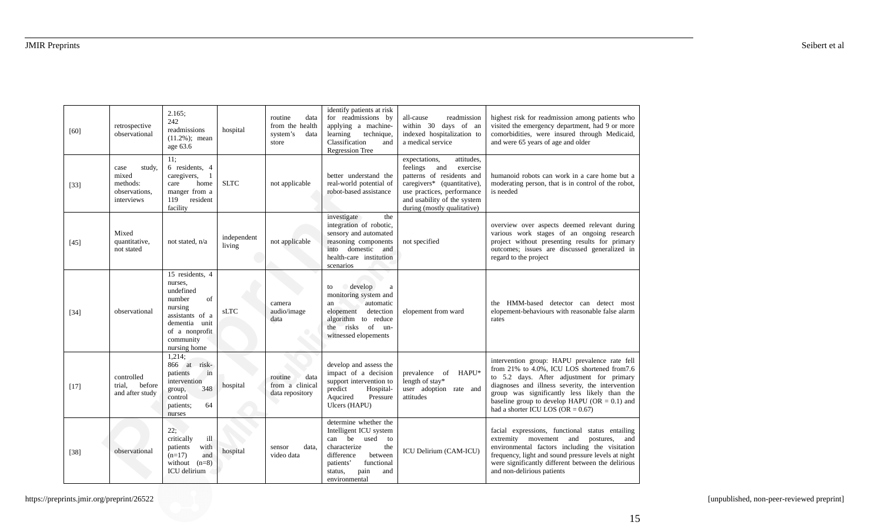| [60] | retrospective observational | 2.165; 242 readmissions (11.2%); mean age 63.6 | hospital | routine data from the health system's data store | identify patients at risk for readmissions by applying a machine-learning technique, Classification and Regression Tree | all-cause readmission within 30 days of an indexed hospitalization to a medical service | highest risk for readmission among patients who visited the emergency department, had 9 or more comorbidities, were insured through Medicaid, and were 65 years of age and older |
|---|---|---|---|---|---|---|---|
| [33] | case study, mixed methods: observations, interviews | 11; 6 residents, 4 caregivers, 1 care home manger from a 119 resident facility | SLTC | not applicable | better understand the real-world potential of robot-based assistance | expectations, attitudes, feelings and exercise patterns of residents and caregivers* (quantitative), use practices, performance and usability of the system during (mostly qualitative) | humanoid robots can work in a care home but a moderating person, that is in control of the robot, is needed |
| [45] | Mixed quantitative, not stated | not stated, n/a | independent living | not applicable | investigate the integration of robotic, sensory and automated reasoning components into domestic and health-care institution scenarios | not specified | overview over aspects deemed relevant during various work stages of an ongoing research project without presenting results for primary outcomes; issues are discussed generalized in regard to the project |
| [34] | observational | 15 residents, 4 nurses, undefined number of nursing assistants of a dementia unit of a nonprofit community nursing home | sLTC | camera audio/image data | to develop a monitoring system and an automatic elopement detection algorithm to reduce the risks of un-witnessed elopements | elopement from ward | the HMM-based detector can detect most elopement-behaviours with reasonable false alarm rates |
| [17] | controlled trial, before and after study | 1,214; 866 at risk-patients in intervention group, 348 control patients; 64 nurses | hospital | routine data from a clinical data repository | develop and assess the impact of a decision support intervention to predict Hospital-Aquicred Pressure Ulcers (HAPU) | prevalence of HAPU* length of stay* user adoption rate and attitudes | intervention group: HAPU prevalence rate fell from 21% to 4.0%, ICU LOS shortened from7.6 to 5.2 days. After adjustment for primary diagnoses and illness severity, the intervention group was significantly less likely than the baseline group to develop HAPU (OR = 0.1) and had a shorter ICU LOS (OR = 0.67) |
| [38] | observational | 22; critically ill patients with (n=17) and without (n=8) ICU delirium | hospital | sensor data, video data | determine whether the Intelligent ICU system can be used to characterize the difference between patients' functional status, pain and environmental | ICU Delirium (CAM-ICU) | facial expressions, functional status entailing extremity movement and postures, and environmental factors including the visitation frequency, light and sound pressure levels at night were significantly different between the delirious and non-delirious patients |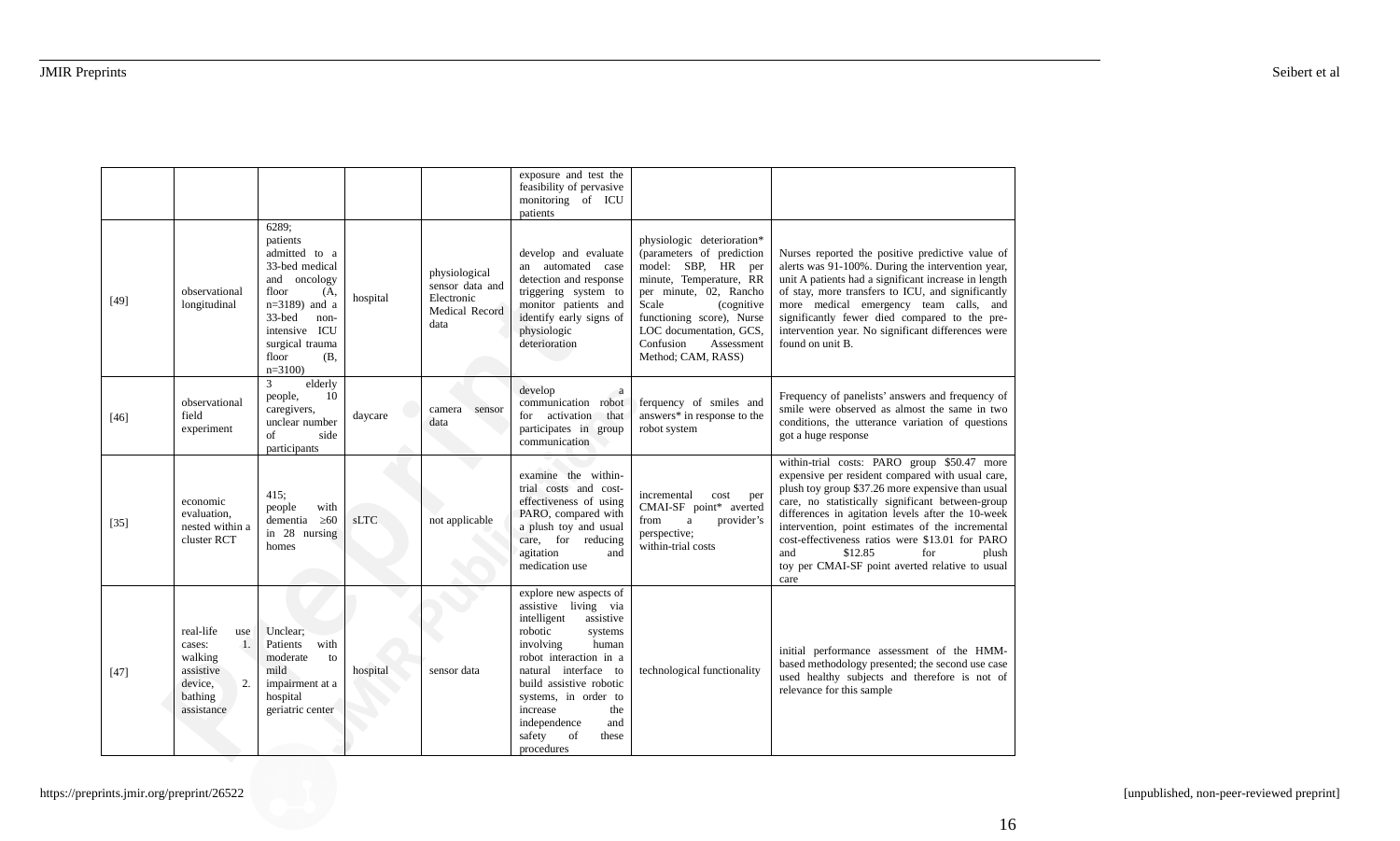|  |  |  |  |  | exposure and test the feasibility of pervasive monitoring of ICU patients |  |  |
|---|---|---|---|---|---|---|---|
| [49] | observational longitudinal | 6289; patients admitted to a 33-bed medical and oncology floor (A, n=3189) and a 33-bed non-intensive ICU surgical trauma floor (B, n=3100) | hospital | physiological sensor data and Electronic Medical Record data | develop and evaluate an automated case detection and response triggering system to monitor patients and identify early signs of physiologic deterioration | physiologic deterioration* (parameters of prediction model: SBP, HR per minute, Temperature, RR per minute, 02, Rancho Scale (cognitive functioning score), Nurse LOC documentation, GCS, Confusion Assessment Method; CAM, RASS) | Nurses reported the positive predictive value of alerts was 91-100%. During the intervention year, unit A patients had a significant increase in length of stay, more transfers to ICU, and significantly more medical emergency team calls, and significantly fewer died compared to the pre-intervention year. No significant differences were found on unit B. |
| [46] | observational field experiment | 3 elderly people, 10 caregivers, unclear number of side participants | daycare | camera sensor data | develop a communication robot for activation that participates in group communication | ferquency of smiles and answers* in response to the robot system | Frequency of panelists' answers and frequency of smile were observed as almost the same in two conditions, the utterance variation of questions got a huge response |
| [35] | economic evaluation, nested within a cluster RCT | 415; people with dementia ≥60 in 28 nursing homes | sLTC | not applicable | examine the within-trial costs and cost-effectiveness of using PARO, compared with a plush toy and usual care, for reducing agitation and medication use | incremental cost per CMAI-SF point* averted from a provider's perspective; within-trial costs | within-trial costs: PARO group $50.47 more expensive per resident compared with usual care, plush toy group $37.26 more expensive than usual care, no statistically significant between-group differences in agitation levels after the 10-week intervention, point estimates of the incremental cost-effectiveness ratios were $13.01 for PARO and $12.85 for plush toy per CMAI-SF point averted relative to usual care |
| [47] | real-life use cases: 1. walking assistive device, 2. bathing assistance | Unclear; Patients with mild to moderate impairment at a hospital geriatric center | hospital | sensor data | explore new aspects of assistive living via intelligent assistive robotic systems involving human robot interaction in a natural interface to build assistive robotic systems, in order to increase the independence and safety of these procedures | technological functionality | initial performance assessment of the HMM-based methodology presented; the second use case used healthy subjects and therefore is not of relevance for this sample |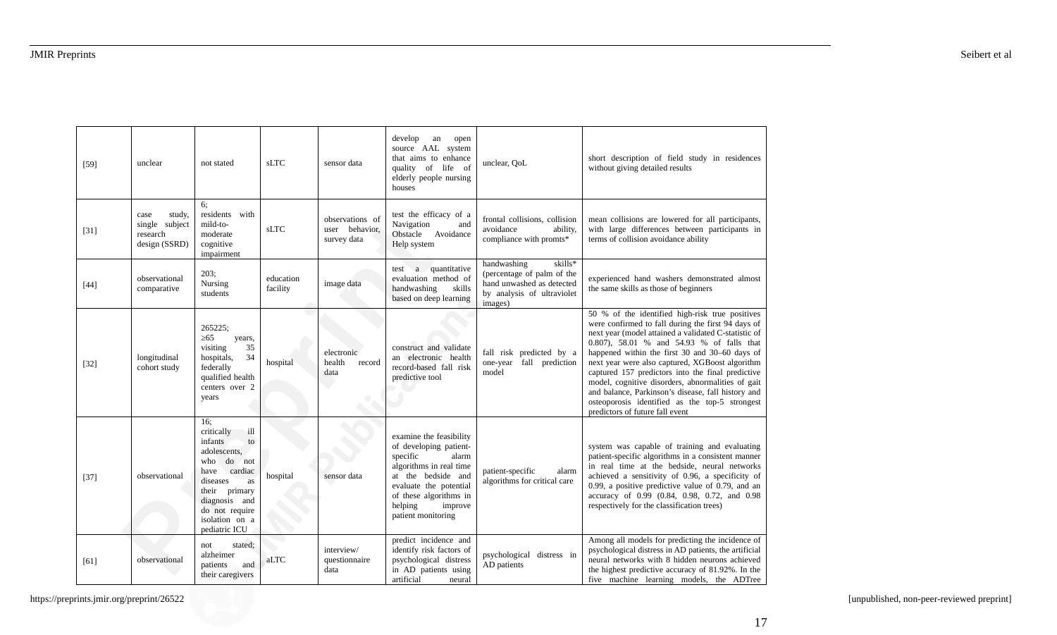| [59] | unclear | not stated | sLTC | sensor data | develop an open source AAL system that aims to enhance quality of life of elderly people nursing houses | unclear, QoL | short description of field study in residences without giving detailed results |
|---|---|---|---|---|---|---|---|
| [31] | case study, single subject research design (SSRD) | 6; residents with mild-to-moderate cognitive impairment | sLTC | observations of user behavior, survey data | test the efficacy of a Navigation and Obstacle Avoidance Help system | frontal collisions, collision avoidance ability, compliance with promts* | mean collisions are lowered for all participants, with large differences between participants in terms of collision avoidance ability |
| [44] | observational comparative | 203; Nursing students | education facility | image data | test a quantitative evaluation method of handwashing skills based on deep learning | handwashing skills* (percentage of palm of the hand unwashed as detected by analysis of ultraviolet images) | experienced hand washers demonstrated almost the same skills as those of beginners |
| [32] | longitudinal cohort study | 265225; ≥65 years, visiting 35 hospitals, 34 federally qualified health centers over 2 years | hospital | electronic health record data | construct and validate an electronic health record-based fall risk predictive tool | fall risk predicted by a one-year fall prediction model | 50 % of the identified high-risk true positives were confirmed to fall during the first 94 days of next year (model attained a validated C-statistic of 0.807), 58.01 % and 54.93 % of falls that happened within the first 30 and 30–60 days of next year were also captured, XGBoost algorithm captured 157 predictors into the final predictive model, cognitive disorders, abnormalities of gait and balance, Parkinson's disease, fall history and osteoporosis identified as the top-5 strongest predictors of future fall event |
| [37] | observational | 16; critically ill infants to adolescents, who do not have cardiac diseases as their primary diagnosis and do not require isolation on a pediatric ICU | hospital | sensor data | examine the feasibility of developing patient-specific alarm algorithms in real time at the bedside and evaluate the potential of these algorithms in helping improve patient monitoring | patient-specific alarm algorithms for critical care | system was capable of training and evaluating patient-specific algorithms in a consistent manner in real time at the bedside, neural networks achieved a sensitivity of 0.96, a specificity of 0.99, a positive predictive value of 0.79, and an accuracy of 0.99 (0.84, 0.98, 0.72, and 0.98 respectively for the classification trees) |
| [61] | observational | not stated; alzheimer patients and their caregivers | aLTC | interview/ questionnaire data | predict incidence and identify risk factors of psychological distress in AD patients using artificial neural | psychological distress in AD patients | Among all models for predicting the incidence of psychological distress in AD patients, the artificial neural networks with 8 hidden neurons achieved the highest predictive accuracy of 81.92%. In the five machine learning models, the ADTree |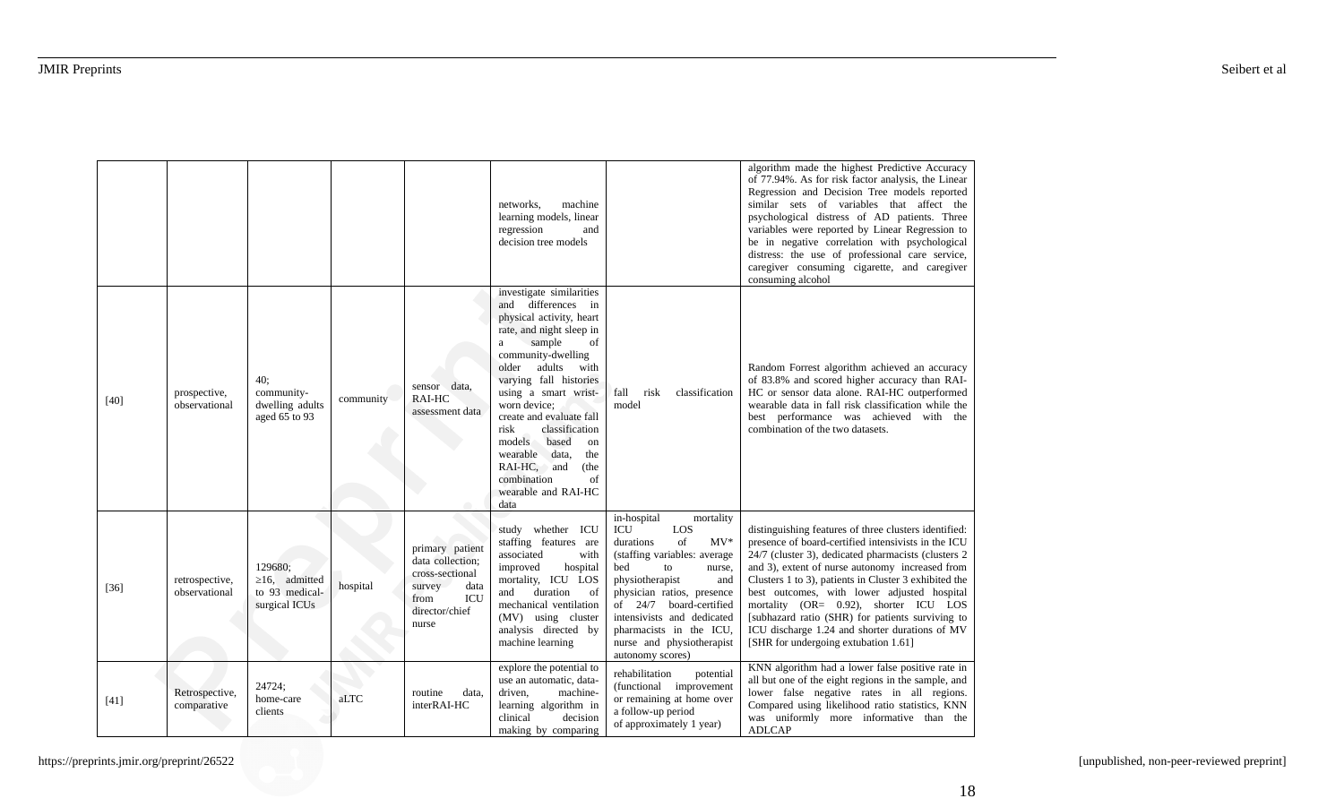| | | | | | | | |
|---|---|---|---|---|---|---|---|
| | | | | | networks, machine learning models, linear regression and decision tree models | | algorithm made the highest Predictive Accuracy of 77.94%. As for risk factor analysis, the Linear Regression and Decision Tree models reported similar sets of variables that affect the psychological distress of AD patients. Three variables were reported by Linear Regression to be in negative correlation with psychological distress: the use of professional care service, caregiver consuming cigarette, and caregiver consuming alcohol |
| [40] | prospective, observational | 40; community-dwelling adults aged 65 to 93 | community | sensor data, RAI-HC assessment data | investigate similarities and differences in physical activity, heart rate, and night sleep in a sample of community-dwelling older adults with varying fall histories using a smart wrist-worn device; create and evaluate fall risk classification models based on wearable data, the RAI-HC, and (the combination of wearable and RAI-HC data | fall risk classification model | Random Forrest algorithm achieved an accuracy of 83.8% and scored higher accuracy than RAI-HC or sensor data alone. RAI-HC outperformed wearable data in fall risk classification while the best performance was achieved with the combination of the two datasets. |
| [36] | retrospective, observational | 129680; ≥16, admitted to 93 medical-surgical ICUs | hospital | primary patient data collection; cross-sectional survey data from ICU director/chief nurse | study whether ICU staffing features are associated with improved hospital mortality, ICU LOS and duration of mechanical ventilation (MV) using cluster analysis directed by machine learning | in-hospital mortality ICU LOS durations of MV* (staffing variables: average bed to nurse, physiotherapist and physician ratios, presence of 24/7 board-certified intensivists and dedicated pharmacists in the ICU, nurse and physiotherapist autonomy scores) | distinguishing features of three clusters identified: presence of board-certified intensivists in the ICU 24/7 (cluster 3), dedicated pharmacists (clusters 2 and 3), extent of nurse autonomy increased from Clusters 1 to 3), patients in Cluster 3 exhibited the best outcomes, with lower adjusted hospital mortality (OR= 0.92), shorter ICU LOS [subhazard ratio (SHR) for patients surviving to ICU discharge 1.24 and shorter durations of MV [SHR for undergoing extubation 1.61] |
| [41] | Retrospective, comparative | 24724; home-care clients | aLTC | routine data, interRAI-HC | explore the potential to use an automatic, data-driven, machine-learning algorithm in clinical decision making by comparing | rehabilitation potential (functional improvement or remaining at home over a follow-up period of approximately 1 year) | KNN algorithm had a lower false positive rate in all but one of the eight regions in the sample, and lower false negative rates in all regions. Compared using likelihood ratio statistics, KNN was uniformly more informative than the ADLCAP |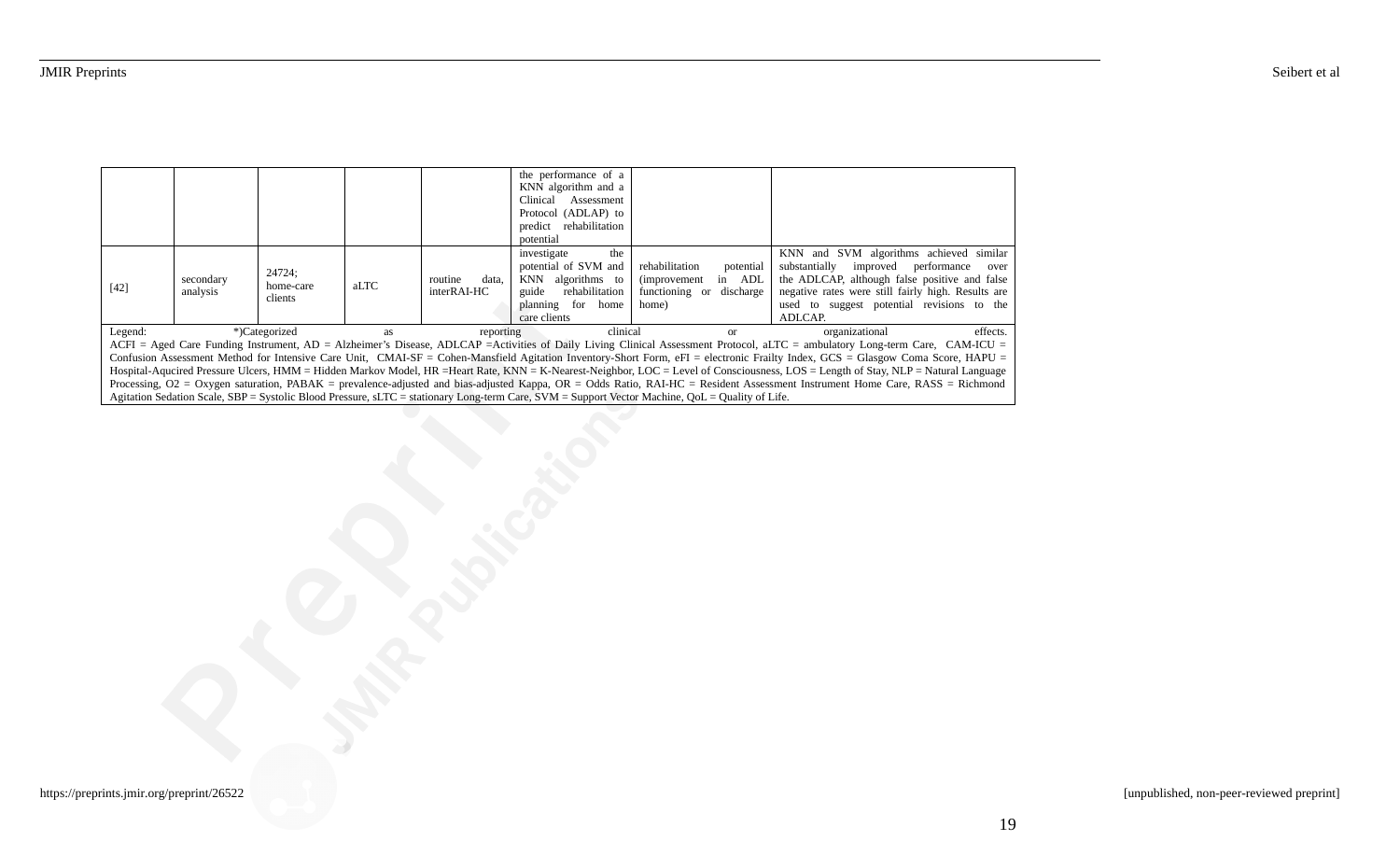|  |  |  |  |  |  |  |  |
|---|---|---|---|---|---|---|---|
|  |  |  |  |  | the performance of a KNN algorithm and a Clinical Assessment Protocol (ADLAP) to predict rehabilitation potential |  |  |
| [42] | secondary analysis | 24724; home-care clients | aLTC | routine data, interRAI-HC | investigate the potential of SVM and KNN algorithms to guide rehabilitation planning for home care clients | rehabilitation potential (improvement in ADL functioning or discharge home) | KNN and SVM algorithms achieved similar substantially improved performance over the ADLCAP, although false positive and false negative rates were still fairly high. Results are used to suggest potential revisions to the ADLCAP. |

Legend: *)Categorized as reporting clinical or organizational effects.
ACFI = Aged Care Funding Instrument, AD = Alzheimer's Disease, ADLCAP =Activities of Daily Living Clinical Assessment Protocol, aLTC = ambulatory Long-term Care, CAM-ICU = Confusion Assessment Method for Intensive Care Unit, CMAI-SF = Cohen-Mansfield Agitation Inventory-Short Form, eFI = electronic Frailty Index, GCS = Glasgow Coma Score, HAPU = Hospital-Aqcuired Pressure Ulcers, HMM = Hidden Markov Model, HR =Heart Rate, KNN = K-Nearest-Neighbor, LOC = Level of Consciousness, LOS = Length of Stay, NLP = Natural Language Processing, O2 = Oxygen saturation, PABAK = prevalence-adjusted and bias-adjusted Kappa, OR = Odds Ratio, RAI-HC = Resident Assessment Instrument Home Care, RASS = Richmond Agitation Sedation Scale, SBP = Systolic Blood Pressure, sLTC = stationary Long-term Care, SVM = Support Vector Machine, QoL = Quality of Life.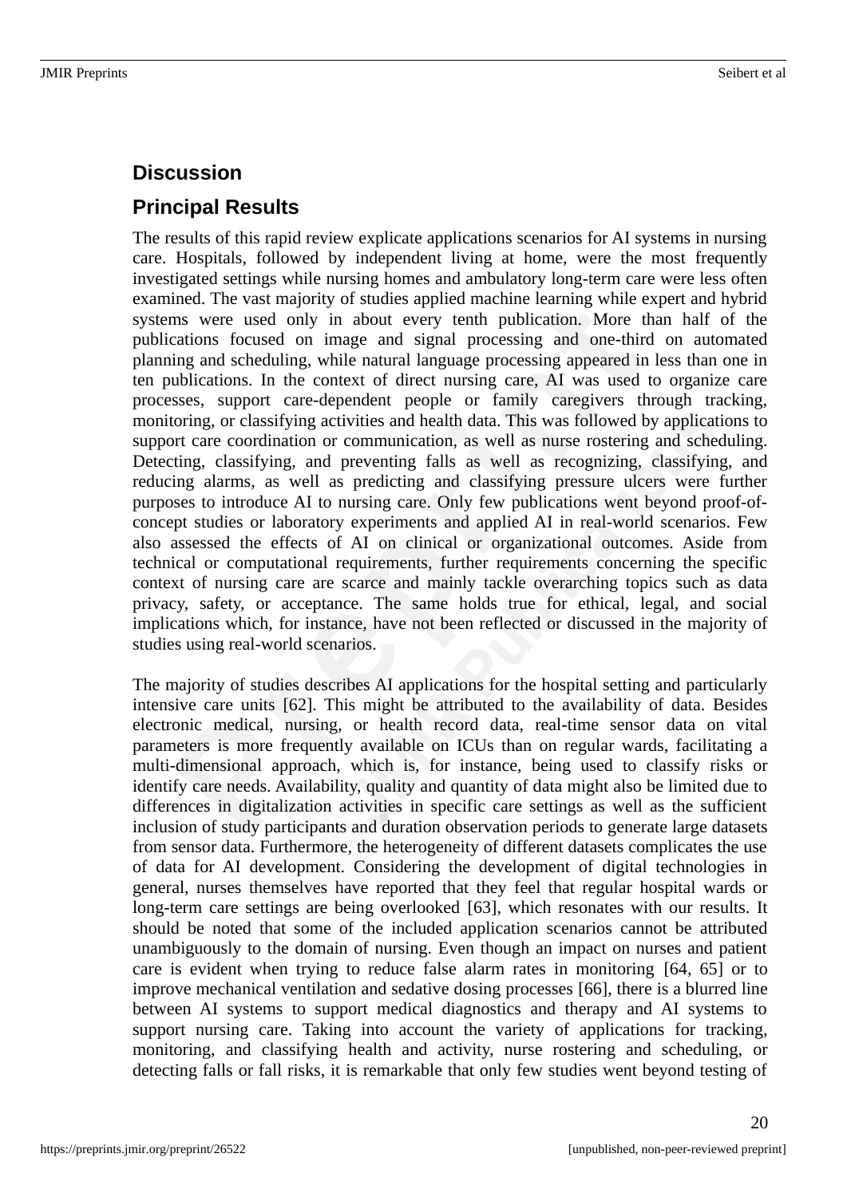## Discussion

### Principal Results

The results of this rapid review explicate applications scenarios for AI systems in nursing care. Hospitals, followed by independent living at home, were the most frequently investigated settings while nursing homes and ambulatory long-term care were less often examined. The vast majority of studies applied machine learning while expert and hybrid systems were used only in about every tenth publication. More than half of the publications focused on image and signal processing and one-third on automated planning and scheduling, while natural language processing appeared in less than one in ten publications. In the context of direct nursing care, AI was used to organize care processes, support care-dependent people or family caregivers through tracking, monitoring, or classifying activities and health data. This was followed by applications to support care coordination or communication, as well as nurse rostering and scheduling. Detecting, classifying, and preventing falls as well as recognizing, classifying, and reducing alarms, as well as predicting and classifying pressure ulcers were further purposes to introduce AI to nursing care. Only few publications went beyond proof-of-concept studies or laboratory experiments and applied AI in real-world scenarios. Few also assessed the effects of AI on clinical or organizational outcomes. Aside from technical or computational requirements, further requirements concerning the specific context of nursing care are scarce and mainly tackle overarching topics such as data privacy, safety, or acceptance. The same holds true for ethical, legal, and social implications which, for instance, have not been reflected or discussed in the majority of studies using real-world scenarios.

The majority of studies describes AI applications for the hospital setting and particularly intensive care units [62]. This might be attributed to the availability of data. Besides electronic medical, nursing, or health record data, real-time sensor data on vital parameters is more frequently available on ICUs than on regular wards, facilitating a multi-dimensional approach, which is, for instance, being used to classify risks or identify care needs. Availability, quality and quantity of data might also be limited due to differences in digitalization activities in specific care settings as well as the sufficient inclusion of study participants and duration observation periods to generate large datasets from sensor data. Furthermore, the heterogeneity of different datasets complicates the use of data for AI development. Considering the development of digital technologies in general, nurses themselves have reported that they feel that regular hospital wards or long-term care settings are being overlooked [63], which resonates with our results. It should be noted that some of the included application scenarios cannot be attributed unambiguously to the domain of nursing. Even though an impact on nurses and patient care is evident when trying to reduce false alarm rates in monitoring [64, 65] or to improve mechanical ventilation and sedative dosing processes [66], there is a blurred line between AI systems to support medical diagnostics and therapy and AI systems to support nursing care. Taking into account the variety of applications for tracking, monitoring, and classifying health and activity, nurse rostering and scheduling, or detecting falls or fall risks, it is remarkable that only few studies went beyond testing of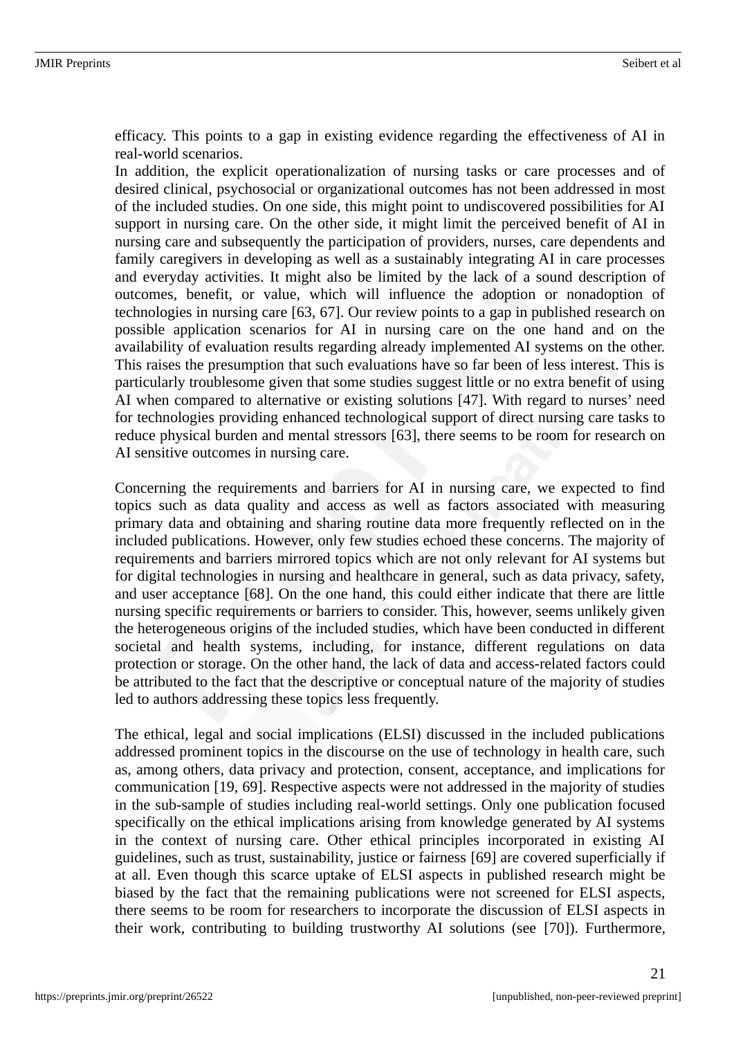efficacy. This points to a gap in existing evidence regarding the effectiveness of AI in real-world scenarios.

In addition, the explicit operationalization of nursing tasks or care processes and of desired clinical, psychosocial or organizational outcomes has not been addressed in most of the included studies. On one side, this might point to undiscovered possibilities for AI support in nursing care. On the other side, it might limit the perceived benefit of AI in nursing care and subsequently the participation of providers, nurses, care dependents and family caregivers in developing as well as a sustainably integrating AI in care processes and everyday activities. It might also be limited by the lack of a sound description of outcomes, benefit, or value, which will influence the adoption or nonadoption of technologies in nursing care [63, 67]. Our review points to a gap in published research on possible application scenarios for AI in nursing care on the one hand and on the availability of evaluation results regarding already implemented AI systems on the other. This raises the presumption that such evaluations have so far been of less interest. This is particularly troublesome given that some studies suggest little or no extra benefit of using AI when compared to alternative or existing solutions [47]. With regard to nurses' need for technologies providing enhanced technological support of direct nursing care tasks to reduce physical burden and mental stressors [63], there seems to be room for research on AI sensitive outcomes in nursing care.

Concerning the requirements and barriers for AI in nursing care, we expected to find topics such as data quality and access as well as factors associated with measuring primary data and obtaining and sharing routine data more frequently reflected on in the included publications. However, only few studies echoed these concerns. The majority of requirements and barriers mirrored topics which are not only relevant for AI systems but for digital technologies in nursing and healthcare in general, such as data privacy, safety, and user acceptance [68]. On the one hand, this could either indicate that there are little nursing specific requirements or barriers to consider. This, however, seems unlikely given the heterogeneous origins of the included studies, which have been conducted in different societal and health systems, including, for instance, different regulations on data protection or storage. On the other hand, the lack of data and access-related factors could be attributed to the fact that the descriptive or conceptual nature of the majority of studies led to authors addressing these topics less frequently.

The ethical, legal and social implications (ELSI) discussed in the included publications addressed prominent topics in the discourse on the use of technology in health care, such as, among others, data privacy and protection, consent, acceptance, and implications for communication [19, 69]. Respective aspects were not addressed in the majority of studies in the sub-sample of studies including real-world settings. Only one publication focused specifically on the ethical implications arising from knowledge generated by AI systems in the context of nursing care. Other ethical principles incorporated in existing AI guidelines, such as trust, sustainability, justice or fairness [69] are covered superficially if at all. Even though this scarce uptake of ELSI aspects in published research might be biased by the fact that the remaining publications were not screened for ELSI aspects, there seems to be room for researchers to incorporate the discussion of ELSI aspects in their work, contributing to building trustworthy AI solutions (see [70]). Furthermore,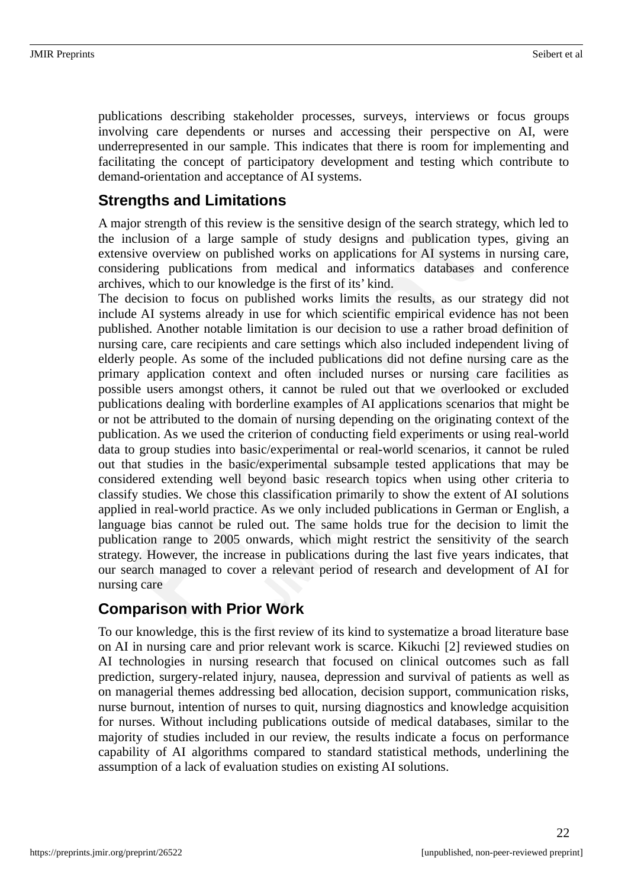publications describing stakeholder processes, surveys, interviews or focus groups involving care dependents or nurses and accessing their perspective on AI, were underrepresented in our sample. This indicates that there is room for implementing and facilitating the concept of participatory development and testing which contribute to demand-orientation and acceptance of AI systems.

## Strengths and Limitations

A major strength of this review is the sensitive design of the search strategy, which led to the inclusion of a large sample of study designs and publication types, giving an extensive overview on published works on applications for AI systems in nursing care, considering publications from medical and informatics databases and conference archives, which to our knowledge is the first of its' kind.

The decision to focus on published works limits the results, as our strategy did not include AI systems already in use for which scientific empirical evidence has not been published. Another notable limitation is our decision to use a rather broad definition of nursing care, care recipients and care settings which also included independent living of elderly people. As some of the included publications did not define nursing care as the primary application context and often included nurses or nursing care facilities as possible users amongst others, it cannot be ruled out that we overlooked or excluded publications dealing with borderline examples of AI applications scenarios that might be or not be attributed to the domain of nursing depending on the originating context of the publication. As we used the criterion of conducting field experiments or using real-world data to group studies into basic/experimental or real-world scenarios, it cannot be ruled out that studies in the basic/experimental subsample tested applications that may be considered extending well beyond basic research topics when using other criteria to classify studies. We chose this classification primarily to show the extent of AI solutions applied in real-world practice. As we only included publications in German or English, a language bias cannot be ruled out. The same holds true for the decision to limit the publication range to 2005 onwards, which might restrict the sensitivity of the search strategy. However, the increase in publications during the last five years indicates, that our search managed to cover a relevant period of research and development of AI for nursing care

## Comparison with Prior Work

To our knowledge, this is the first review of its kind to systematize a broad literature base on AI in nursing care and prior relevant work is scarce. Kikuchi [2] reviewed studies on AI technologies in nursing research that focused on clinical outcomes such as fall prediction, surgery-related injury, nausea, depression and survival of patients as well as on managerial themes addressing bed allocation, decision support, communication risks, nurse burnout, intention of nurses to quit, nursing diagnostics and knowledge acquisition for nurses. Without including publications outside of medical databases, similar to the majority of studies included in our review, the results indicate a focus on performance capability of AI algorithms compared to standard statistical methods, underlining the assumption of a lack of evaluation studies on existing AI solutions.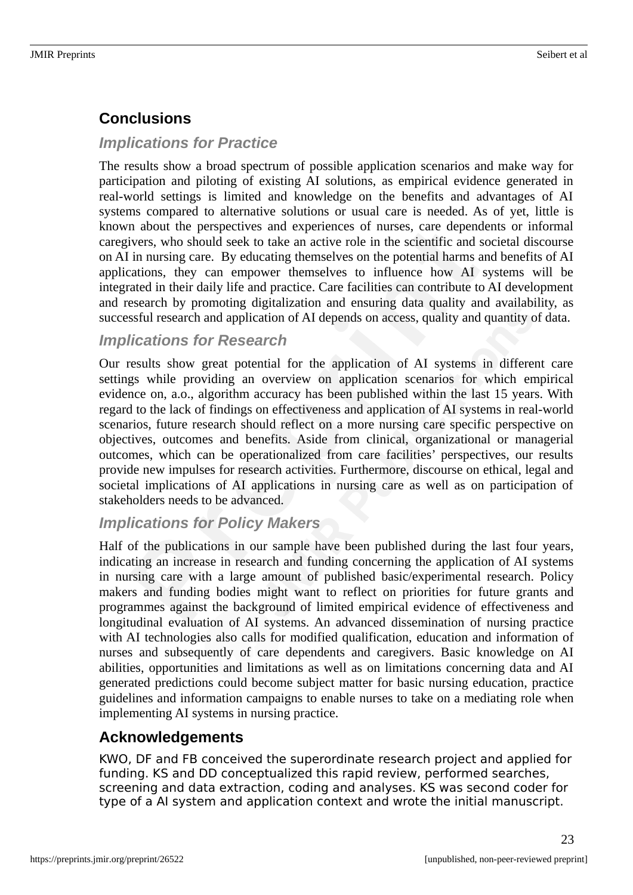## Conclusions

### Implications for Practice

The results show a broad spectrum of possible application scenarios and make way for participation and piloting of existing AI solutions, as empirical evidence generated in real-world settings is limited and knowledge on the benefits and advantages of AI systems compared to alternative solutions or usual care is needed. As of yet, little is known about the perspectives and experiences of nurses, care dependents or informal caregivers, who should seek to take an active role in the scientific and societal discourse on AI in nursing care. By educating themselves on the potential harms and benefits of AI applications, they can empower themselves to influence how AI systems will be integrated in their daily life and practice. Care facilities can contribute to AI development and research by promoting digitalization and ensuring data quality and availability, as successful research and application of AI depends on access, quality and quantity of data.

### Implications for Research

Our results show great potential for the application of AI systems in different care settings while providing an overview on application scenarios for which empirical evidence on, a.o., algorithm accuracy has been published within the last 15 years. With regard to the lack of findings on effectiveness and application of AI systems in real-world scenarios, future research should reflect on a more nursing care specific perspective on objectives, outcomes and benefits. Aside from clinical, organizational or managerial outcomes, which can be operationalized from care facilities' perspectives, our results provide new impulses for research activities. Furthermore, discourse on ethical, legal and societal implications of AI applications in nursing care as well as on participation of stakeholders needs to be advanced.

### Implications for Policy Makers

Half of the publications in our sample have been published during the last four years, indicating an increase in research and funding concerning the application of AI systems in nursing care with a large amount of published basic/experimental research. Policy makers and funding bodies might want to reflect on priorities for future grants and programmes against the background of limited empirical evidence of effectiveness and longitudinal evaluation of AI systems. An advanced dissemination of nursing practice with AI technologies also calls for modified qualification, education and information of nurses and subsequently of care dependents and caregivers. Basic knowledge on AI abilities, opportunities and limitations as well as on limitations concerning data and AI generated predictions could become subject matter for basic nursing education, practice guidelines and information campaigns to enable nurses to take on a mediating role when implementing AI systems in nursing practice.

## Acknowledgements

KWO, DF and FB conceived the superordinate research project and applied for funding. KS and DD conceptualized this rapid review, performed searches, screening and data extraction, coding and analyses. KS was second coder for type of a AI system and application context and wrote the initial manuscript.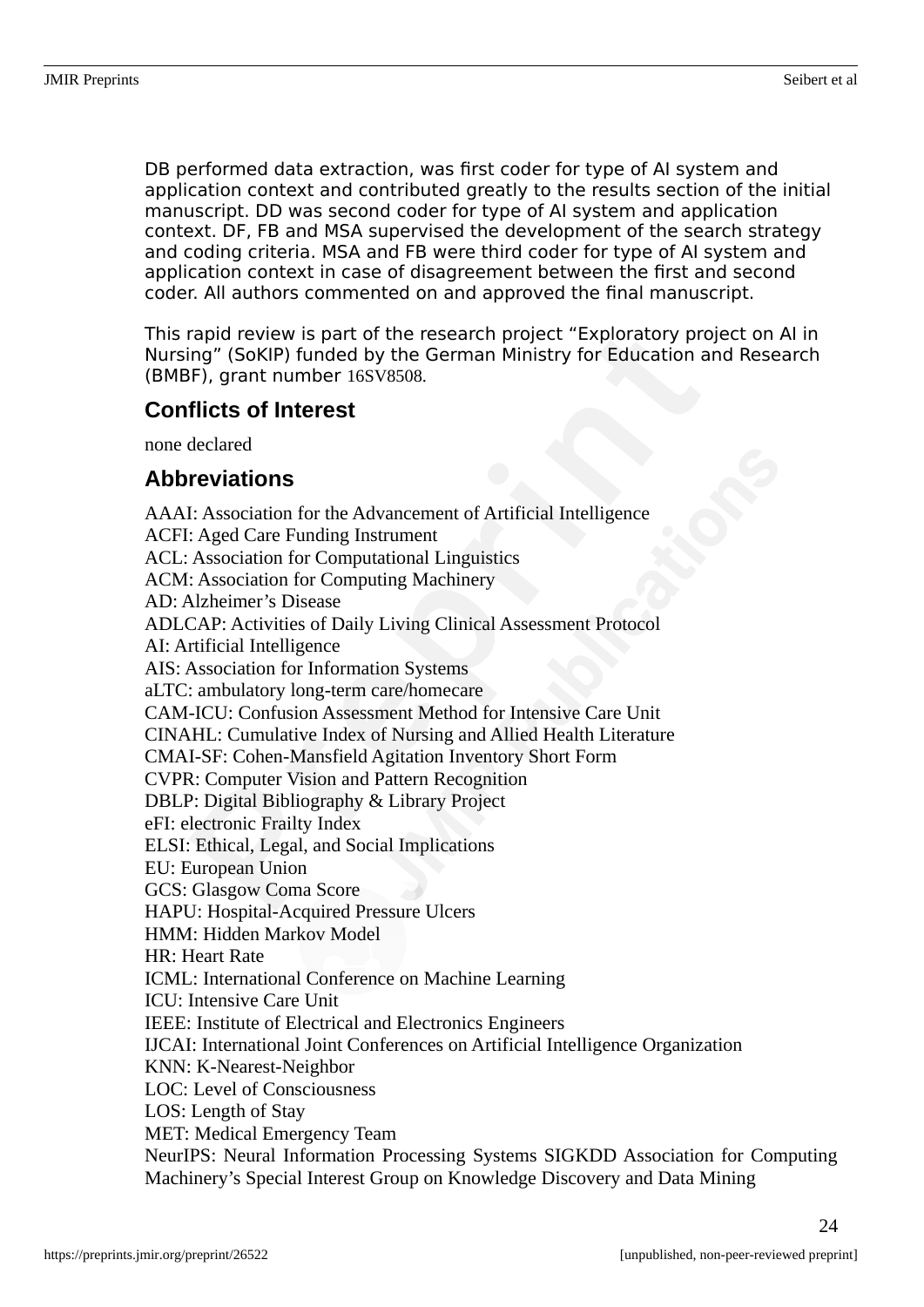DB performed data extraction, was first coder for type of AI system and application context and contributed greatly to the results section of the initial manuscript. DD was second coder for type of AI system and application context. DF, FB and MSA supervised the development of the search strategy and coding criteria. MSA and FB were third coder for type of AI system and application context in case of disagreement between the first and second coder. All authors commented on and approved the final manuscript.

This rapid review is part of the research project “Exploratory project on AI in Nursing” (SoKIP) funded by the German Ministry for Education and Research (BMBF), grant number 16SV8508.

## Conflicts of Interest

none declared

## Abbreviations

AAAI: Association for the Advancement of Artificial Intelligence
ACFI: Aged Care Funding Instrument
ACL: Association for Computational Linguistics
ACM: Association for Computing Machinery
AD: Alzheimer’s Disease
ADLCAP: Activities of Daily Living Clinical Assessment Protocol
AI: Artificial Intelligence
AIS: Association for Information Systems
aLTC: ambulatory long-term care/homecare
CAM-ICU: Confusion Assessment Method for Intensive Care Unit
CINAHL: Cumulative Index of Nursing and Allied Health Literature
CMAI-SF: Cohen-Mansfield Agitation Inventory Short Form
CVPR: Computer Vision and Pattern Recognition
DBLP: Digital Bibliography & Library Project
eFI: electronic Frailty Index
ELSI: Ethical, Legal, and Social Implications
EU: European Union
GCS: Glasgow Coma Score
HAPU: Hospital-Acquired Pressure Ulcers
HMM: Hidden Markov Model
HR: Heart Rate
ICML: International Conference on Machine Learning
ICU: Intensive Care Unit
IEEE: Institute of Electrical and Electronics Engineers
IJCAI: International Joint Conferences on Artificial Intelligence Organization
KNN: K-Nearest-Neighbor
LOC: Level of Consciousness
LOS: Length of Stay
MET: Medical Emergency Team
NeurIPS: Neural Information Processing Systems SIGKDD Association for Computing Machinery’s Special Interest Group on Knowledge Discovery and Data Mining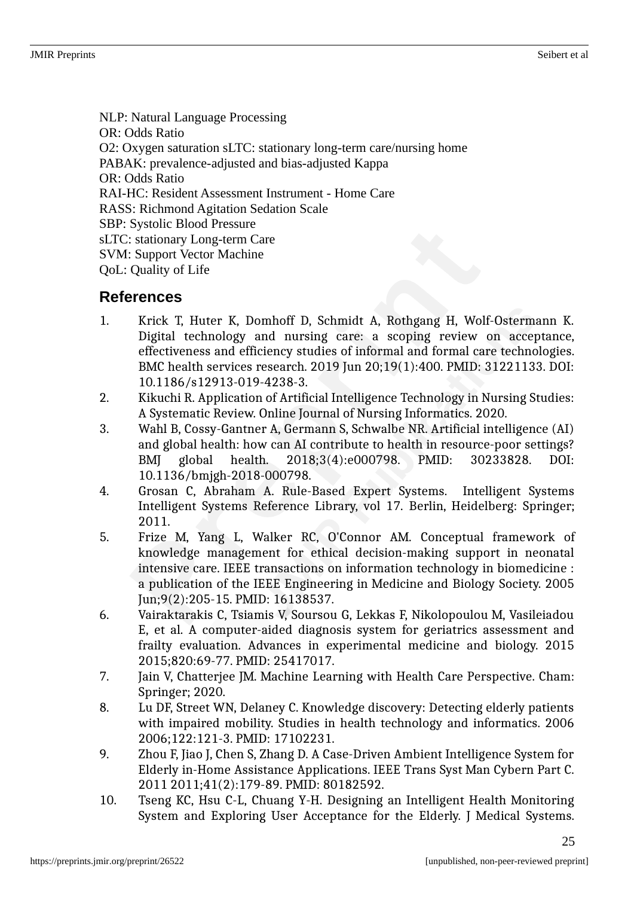NLP: Natural Language Processing
OR: Odds Ratio
O2: Oxygen saturation sLTC: stationary long-term care/nursing home
PABAK: prevalence-adjusted and bias-adjusted Kappa
OR: Odds Ratio
RAI-HC: Resident Assessment Instrument - Home Care
RASS: Richmond Agitation Sedation Scale
SBP: Systolic Blood Pressure
sLTC: stationary Long-term Care
SVM: Support Vector Machine
QoL: Quality of Life

## References

1. Krick T, Huter K, Domhoff D, Schmidt A, Rothgang H, Wolf-Ostermann K. Digital technology and nursing care: a scoping review on acceptance, effectiveness and efficiency studies of informal and formal care technologies. BMC health services research. 2019 Jun 20;19(1):400. PMID: 31221133. DOI: 10.1186/s12913-019-4238-3.
2. Kikuchi R. Application of Artificial Intelligence Technology in Nursing Studies: A Systematic Review. Online Journal of Nursing Informatics. 2020.
3. Wahl B, Cossy-Gantner A, Germann S, Schwalbe NR. Artificial intelligence (AI) and global health: how can AI contribute to health in resource-poor settings? BMJ global health. 2018;3(4):e000798. PMID: 30233828. DOI: 10.1136/bmjgh-2018-000798.
4. Grosan C, Abraham A. Rule-Based Expert Systems. Intelligent Systems Intelligent Systems Reference Library, vol 17. Berlin, Heidelberg: Springer; 2011.
5. Frize M, Yang L, Walker RC, O'Connor AM. Conceptual framework of knowledge management for ethical decision-making support in neonatal intensive care. IEEE transactions on information technology in biomedicine : a publication of the IEEE Engineering in Medicine and Biology Society. 2005 Jun;9(2):205-15. PMID: 16138537.
6. Vairaktarakis C, Tsiamis V, Soursou G, Lekkas F, Nikolopoulou M, Vasileiadou E, et al. A computer-aided diagnosis system for geriatrics assessment and frailty evaluation. Advances in experimental medicine and biology. 2015 2015;820:69-77. PMID: 25417017.
7. Jain V, Chatterjee JM. Machine Learning with Health Care Perspective. Cham: Springer; 2020.
8. Lu DF, Street WN, Delaney C. Knowledge discovery: Detecting elderly patients with impaired mobility. Studies in health technology and informatics. 2006 2006;122:121-3. PMID: 17102231.
9. Zhou F, Jiao J, Chen S, Zhang D. A Case-Driven Ambient Intelligence System for Elderly in-Home Assistance Applications. IEEE Trans Syst Man Cybern Part C. 2011 2011;41(2):179-89. PMID: 80182592.
10. Tseng KC, Hsu C-L, Chuang Y-H. Designing an Intelligent Health Monitoring System and Exploring User Acceptance for the Elderly. J Medical Systems.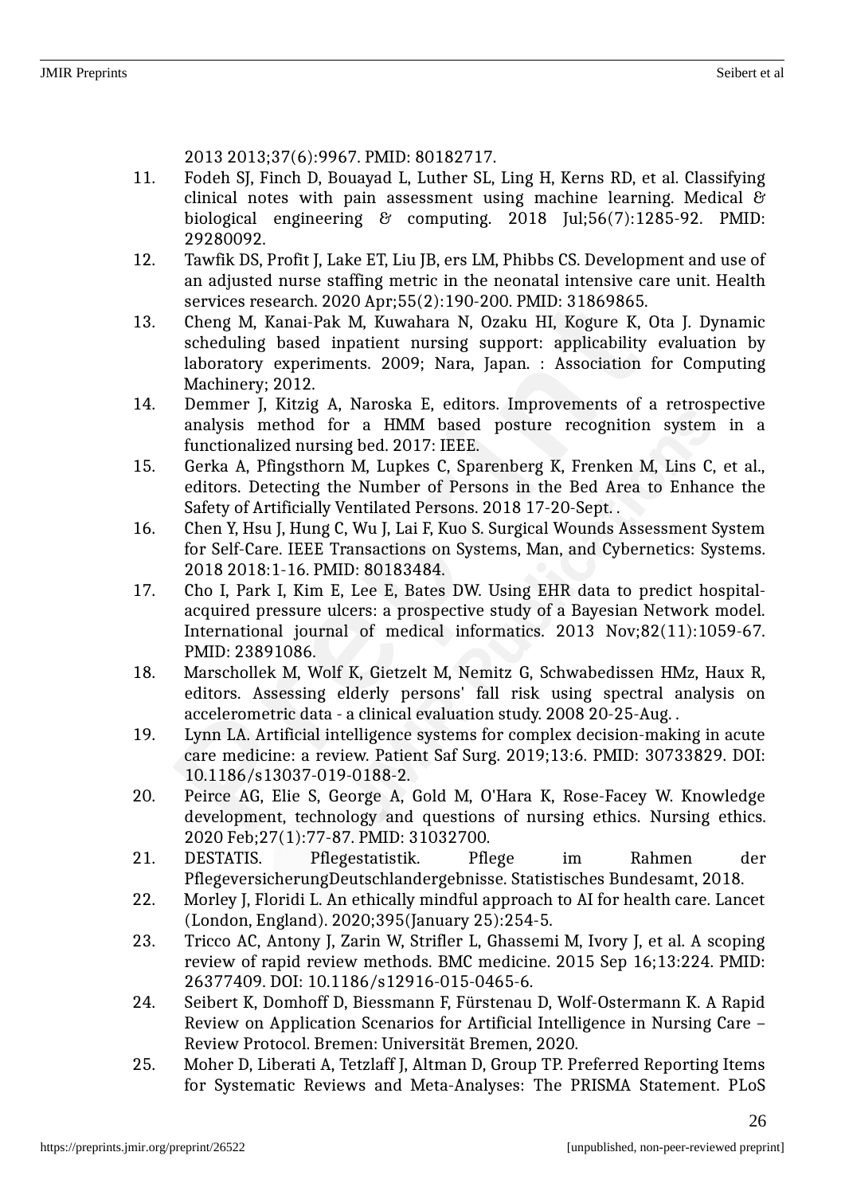2013 2013;37(6):9967. PMID: 80182717.

11. Fodeh SJ, Finch D, Bouayad L, Luther SL, Ling H, Kerns RD, et al. Classifying clinical notes with pain assessment using machine learning. Medical & biological engineering & computing. 2018 Jul;56(7):1285-92. PMID: 29280092.
12. Tawfik DS, Profit J, Lake ET, Liu JB, ers LM, Phibbs CS. Development and use of an adjusted nurse staffing metric in the neonatal intensive care unit. Health services research. 2020 Apr;55(2):190-200. PMID: 31869865.
13. Cheng M, Kanai-Pak M, Kuwahara N, Ozaku HI, Kogure K, Ota J. Dynamic scheduling based inpatient nursing support: applicability evaluation by laboratory experiments. 2009; Nara, Japan. : Association for Computing Machinery; 2012.
14. Demmer J, Kitzig A, Naroska E, editors. Improvements of a retrospective analysis method for a HMM based posture recognition system in a functionalized nursing bed. 2017: IEEE.
15. Gerka A, Pfingsthorn M, Lupkes C, Sparenberg K, Frenken M, Lins C, et al., editors. Detecting the Number of Persons in the Bed Area to Enhance the Safety of Artificially Ventilated Persons. 2018 17-20-Sept. .
16. Chen Y, Hsu J, Hung C, Wu J, Lai F, Kuo S. Surgical Wounds Assessment System for Self-Care. IEEE Transactions on Systems, Man, and Cybernetics: Systems. 2018 2018:1-16. PMID: 80183484.
17. Cho I, Park I, Kim E, Lee E, Bates DW. Using EHR data to predict hospital-acquired pressure ulcers: a prospective study of a Bayesian Network model. International journal of medical informatics. 2013 Nov;82(11):1059-67. PMID: 23891086.
18. Marschollek M, Wolf K, Gietzelt M, Nemitz G, Schwabedissen HMz, Haux R, editors. Assessing elderly persons' fall risk using spectral analysis on accelerometric data - a clinical evaluation study. 2008 20-25-Aug. .
19. Lynn LA. Artificial intelligence systems for complex decision-making in acute care medicine: a review. Patient Saf Surg. 2019;13:6. PMID: 30733829. DOI: 10.1186/s13037-019-0188-2.
20. Peirce AG, Elie S, George A, Gold M, O'Hara K, Rose-Facey W. Knowledge development, technology and questions of nursing ethics. Nursing ethics. 2020 Feb;27(1):77-87. PMID: 31032700.
21. DESTATIS. Pflegestatistik. Pflege im Rahmen der PflegeversicherungDeutschlandergebnisse. Statistisches Bundesamt, 2018.
22. Morley J, Floridi L. An ethically mindful approach to AI for health care. Lancet (London, England). 2020;395(January 25):254-5.
23. Tricco AC, Antony J, Zarin W, Strifler L, Ghassemi M, Ivory J, et al. A scoping review of rapid review methods. BMC medicine. 2015 Sep 16;13:224. PMID: 26377409. DOI: 10.1186/s12916-015-0465-6.
24. Seibert K, Domhoff D, Biessmann F, Fürstenau D, Wolf-Ostermann K. A Rapid Review on Application Scenarios for Artificial Intelligence in Nursing Care – Review Protocol. Bremen: Universität Bremen, 2020.
25. Moher D, Liberati A, Tetzlaff J, Altman D, Group TP. Preferred Reporting Items for Systematic Reviews and Meta-Analyses: The PRISMA Statement. PLoS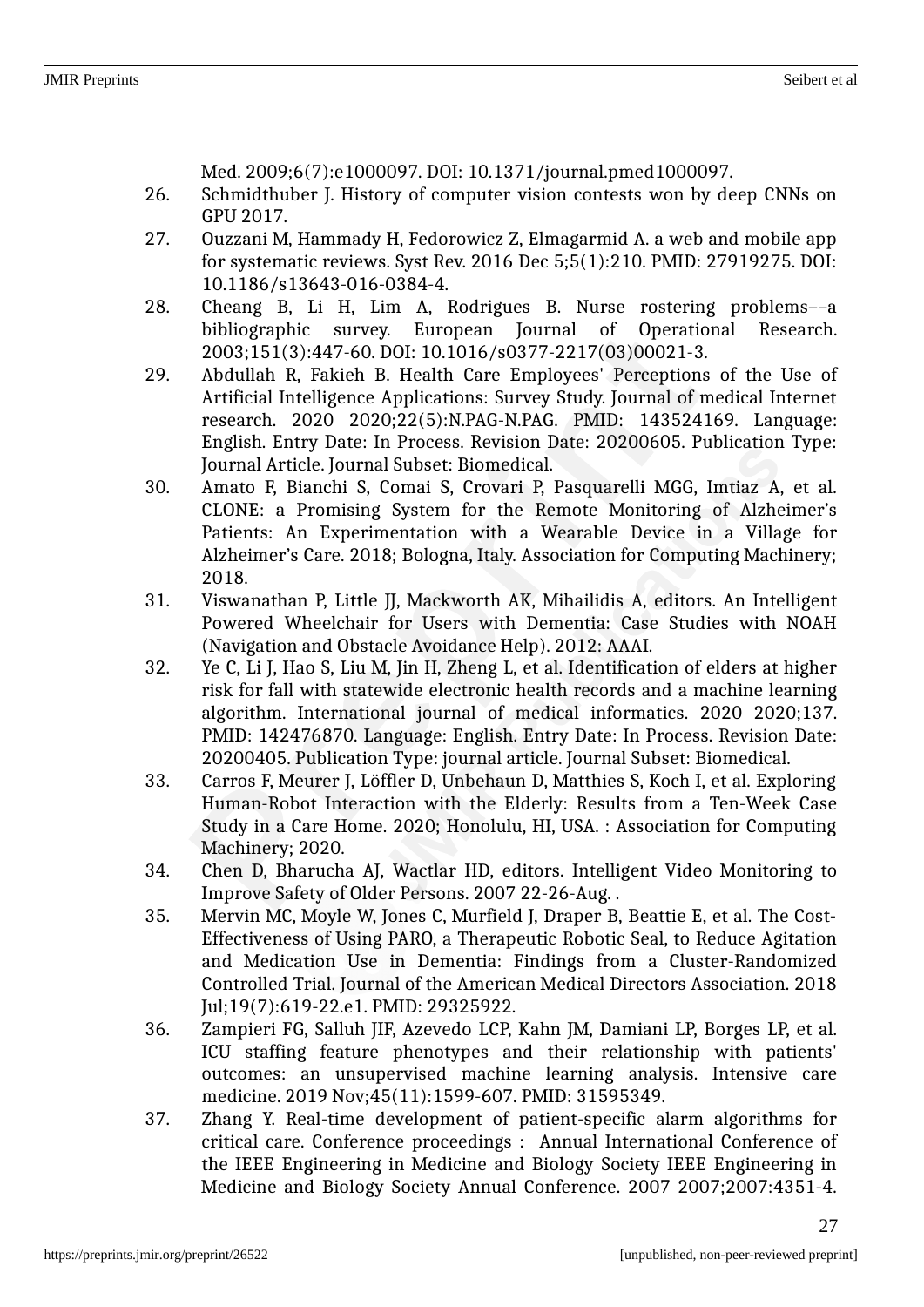Med. 2009;6(7):e1000097. DOI: 10.1371/journal.pmed1000097.

26. Schmidthuber J. History of computer vision contests won by deep CNNs on GPU 2017.
27. Ouzzani M, Hammady H, Fedorowicz Z, Elmagarmid A. a web and mobile app for systematic reviews. Syst Rev. 2016 Dec 5;5(1):210. PMID: 27919275. DOI: 10.1186/s13643-016-0384-4.
28. Cheang B, Li H, Lim A, Rodrigues B. Nurse rostering problems––a bibliographic survey. European Journal of Operational Research. 2003;151(3):447-60. DOI: 10.1016/s0377-2217(03)00021-3.
29. Abdullah R, Fakieh B. Health Care Employees' Perceptions of the Use of Artificial Intelligence Applications: Survey Study. Journal of medical Internet research. 2020 2020;22(5):N.PAG-N.PAG. PMID: 143524169. Language: English. Entry Date: In Process. Revision Date: 20200605. Publication Type: Journal Article. Journal Subset: Biomedical.
30. Amato F, Bianchi S, Comai S, Crovari P, Pasquarelli MGG, Imtiaz A, et al. CLONE: a Promising System for the Remote Monitoring of Alzheimer's Patients: An Experimentation with a Wearable Device in a Village for Alzheimer's Care. 2018; Bologna, Italy. Association for Computing Machinery; 2018.
31. Viswanathan P, Little JJ, Mackworth AK, Mihailidis A, editors. An Intelligent Powered Wheelchair for Users with Dementia: Case Studies with NOAH (Navigation and Obstacle Avoidance Help). 2012: AAAI.
32. Ye C, Li J, Hao S, Liu M, Jin H, Zheng L, et al. Identification of elders at higher risk for fall with statewide electronic health records and a machine learning algorithm. International journal of medical informatics. 2020 2020;137. PMID: 142476870. Language: English. Entry Date: In Process. Revision Date: 20200405. Publication Type: journal article. Journal Subset: Biomedical.
33. Carros F, Meurer J, Löffler D, Unbehaun D, Matthies S, Koch I, et al. Exploring Human-Robot Interaction with the Elderly: Results from a Ten-Week Case Study in a Care Home. 2020; Honolulu, HI, USA. : Association for Computing Machinery; 2020.
34. Chen D, Bharucha AJ, Wactlar HD, editors. Intelligent Video Monitoring to Improve Safety of Older Persons. 2007 22-26-Aug. .
35. Mervin MC, Moyle W, Jones C, Murfield J, Draper B, Beattie E, et al. The Cost-Effectiveness of Using PARO, a Therapeutic Robotic Seal, to Reduce Agitation and Medication Use in Dementia: Findings from a Cluster-Randomized Controlled Trial. Journal of the American Medical Directors Association. 2018 Jul;19(7):619-22.e1. PMID: 29325922.
36. Zampieri FG, Salluh JIF, Azevedo LCP, Kahn JM, Damiani LP, Borges LP, et al. ICU staffing feature phenotypes and their relationship with patients' outcomes: an unsupervised machine learning analysis. Intensive care medicine. 2019 Nov;45(11):1599-607. PMID: 31595349.
37. Zhang Y. Real-time development of patient-specific alarm algorithms for critical care. Conference proceedings : Annual International Conference of the IEEE Engineering in Medicine and Biology Society IEEE Engineering in Medicine and Biology Society Annual Conference. 2007 2007;2007:4351-4.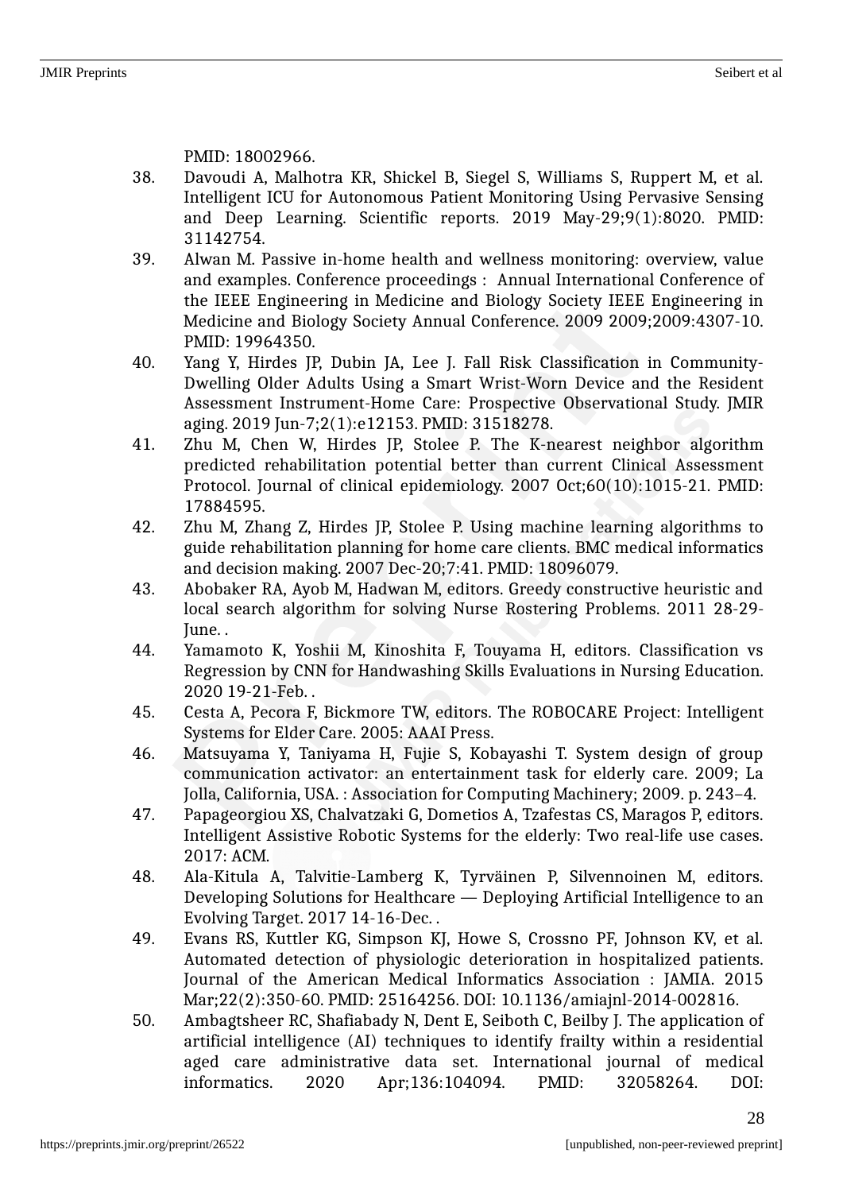PMID: 18002966.

38. Davoudi A, Malhotra KR, Shickel B, Siegel S, Williams S, Ruppert M, et al. Intelligent ICU for Autonomous Patient Monitoring Using Pervasive Sensing and Deep Learning. Scientific reports. 2019 May-29;9(1):8020. PMID: 31142754.
39. Alwan M. Passive in-home health and wellness monitoring: overview, value and examples. Conference proceedings : Annual International Conference of the IEEE Engineering in Medicine and Biology Society IEEE Engineering in Medicine and Biology Society Annual Conference. 2009 2009;2009:4307-10. PMID: 19964350.
40. Yang Y, Hirdes JP, Dubin JA, Lee J. Fall Risk Classification in Community-Dwelling Older Adults Using a Smart Wrist-Worn Device and the Resident Assessment Instrument-Home Care: Prospective Observational Study. JMIR aging. 2019 Jun-7;2(1):e12153. PMID: 31518278.
41. Zhu M, Chen W, Hirdes JP, Stolee P. The K-nearest neighbor algorithm predicted rehabilitation potential better than current Clinical Assessment Protocol. Journal of clinical epidemiology. 2007 Oct;60(10):1015-21. PMID: 17884595.
42. Zhu M, Zhang Z, Hirdes JP, Stolee P. Using machine learning algorithms to guide rehabilitation planning for home care clients. BMC medical informatics and decision making. 2007 Dec-20;7:41. PMID: 18096079.
43. Abobaker RA, Ayob M, Hadwan M, editors. Greedy constructive heuristic and local search algorithm for solving Nurse Rostering Problems. 2011 28-29-June. .
44. Yamamoto K, Yoshii M, Kinoshita F, Touyama H, editors. Classification vs Regression by CNN for Handwashing Skills Evaluations in Nursing Education. 2020 19-21-Feb. .
45. Cesta A, Pecora F, Bickmore TW, editors. The ROBOCARE Project: Intelligent Systems for Elder Care. 2005: AAAI Press.
46. Matsuyama Y, Taniyama H, Fujie S, Kobayashi T. System design of group communication activator: an entertainment task for elderly care. 2009; La Jolla, California, USA. : Association for Computing Machinery; 2009. p. 243–4.
47. Papageorgiou XS, Chalvatzaki G, Dometios A, Tzafestas CS, Maragos P, editors. Intelligent Assistive Robotic Systems for the elderly: Two real-life use cases. 2017: ACM.
48. Ala-Kitula A, Talvitie-Lamberg K, Tyrväinen P, Silvennoinen M, editors. Developing Solutions for Healthcare — Deploying Artificial Intelligence to an Evolving Target. 2017 14-16-Dec. .
49. Evans RS, Kuttler KG, Simpson KJ, Howe S, Crossno PF, Johnson KV, et al. Automated detection of physiologic deterioration in hospitalized patients. Journal of the American Medical Informatics Association : JAMIA. 2015 Mar;22(2):350-60. PMID: 25164256. DOI: 10.1136/amiajnl-2014-002816.
50. Ambagtsheer RC, Shafiabady N, Dent E, Seiboth C, Beilby J. The application of artificial intelligence (AI) techniques to identify frailty within a residential aged care administrative data set. International journal of medical informatics. 2020 Apr;136:104094. PMID: 32058264. DOI: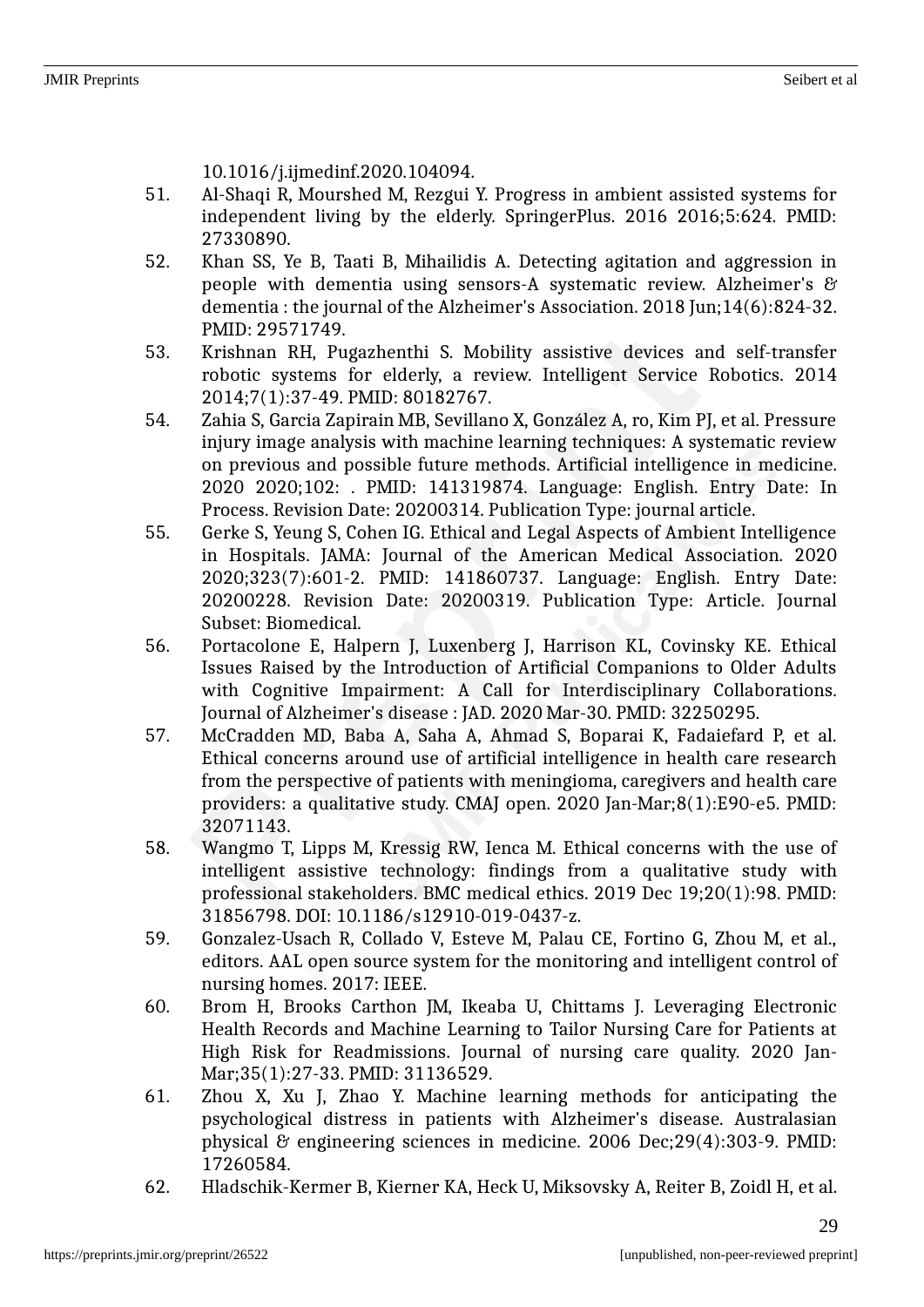10.1016/j.ijmedinf.2020.104094.

51. Al-Shaqi R, Mourshed M, Rezgui Y. Progress in ambient assisted systems for independent living by the elderly. SpringerPlus. 2016 2016;5:624. PMID: 27330890.
52. Khan SS, Ye B, Taati B, Mihailidis A. Detecting agitation and aggression in people with dementia using sensors-A systematic review. Alzheimer's & dementia : the journal of the Alzheimer's Association. 2018 Jun;14(6):824-32. PMID: 29571749.
53. Krishnan RH, Pugazhenthi S. Mobility assistive devices and self-transfer robotic systems for elderly, a review. Intelligent Service Robotics. 2014 2014;7(1):37-49. PMID: 80182767.
54. Zahia S, Garcia Zapirain MB, Sevillano X, González A, ro, Kim PJ, et al. Pressure injury image analysis with machine learning techniques: A systematic review on previous and possible future methods. Artificial intelligence in medicine. 2020 2020;102: . PMID: 141319874. Language: English. Entry Date: In Process. Revision Date: 20200314. Publication Type: journal article.
55. Gerke S, Yeung S, Cohen IG. Ethical and Legal Aspects of Ambient Intelligence in Hospitals. JAMA: Journal of the American Medical Association. 2020 2020;323(7):601-2. PMID: 141860737. Language: English. Entry Date: 20200228. Revision Date: 20200319. Publication Type: Article. Journal Subset: Biomedical.
56. Portacolone E, Halpern J, Luxenberg J, Harrison KL, Covinsky KE. Ethical Issues Raised by the Introduction of Artificial Companions to Older Adults with Cognitive Impairment: A Call for Interdisciplinary Collaborations. Journal of Alzheimer's disease : JAD. 2020 Mar-30. PMID: 32250295.
57. McCradden MD, Baba A, Saha A, Ahmad S, Boparai K, Fadaiefard P, et al. Ethical concerns around use of artificial intelligence in health care research from the perspective of patients with meningioma, caregivers and health care providers: a qualitative study. CMAJ open. 2020 Jan-Mar;8(1):E90-e5. PMID: 32071143.
58. Wangmo T, Lipps M, Kressig RW, Ienca M. Ethical concerns with the use of intelligent assistive technology: findings from a qualitative study with professional stakeholders. BMC medical ethics. 2019 Dec 19;20(1):98. PMID: 31856798. DOI: 10.1186/s12910-019-0437-z.
59. Gonzalez-Usach R, Collado V, Esteve M, Palau CE, Fortino G, Zhou M, et al., editors. AAL open source system for the monitoring and intelligent control of nursing homes. 2017: IEEE.
60. Brom H, Brooks Carthon JM, Ikeaba U, Chittams J. Leveraging Electronic Health Records and Machine Learning to Tailor Nursing Care for Patients at High Risk for Readmissions. Journal of nursing care quality. 2020 Jan-Mar;35(1):27-33. PMID: 31136529.
61. Zhou X, Xu J, Zhao Y. Machine learning methods for anticipating the psychological distress in patients with Alzheimer's disease. Australasian physical & engineering sciences in medicine. 2006 Dec;29(4):303-9. PMID: 17260584.
62. Hladschik-Kermer B, Kierner KA, Heck U, Miksovsky A, Reiter B, Zoidl H, et al.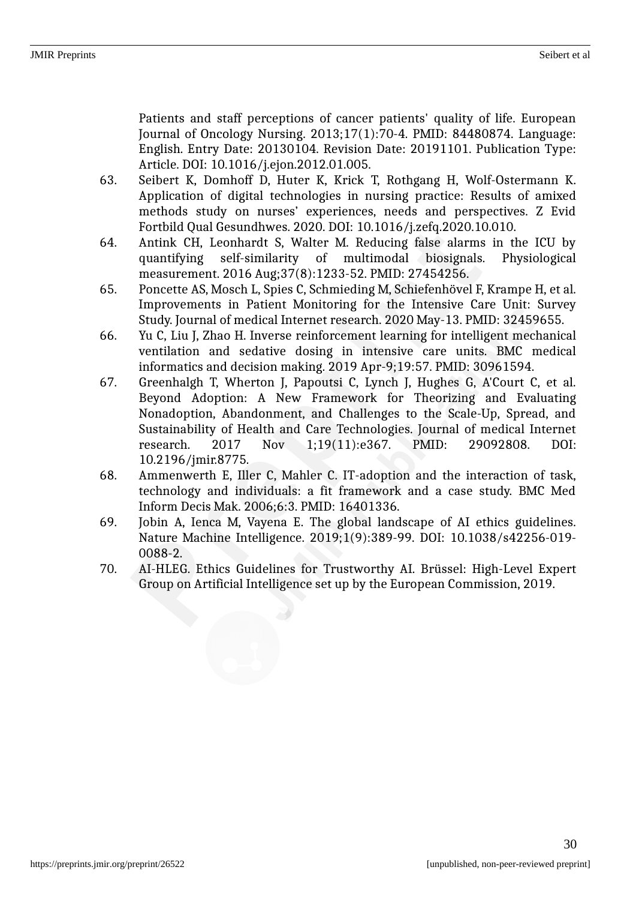Patients and staff perceptions of cancer patients' quality of life. European Journal of Oncology Nursing. 2013;17(1):70-4. PMID: 84480874. Language: English. Entry Date: 20130104. Revision Date: 20191101. Publication Type: Article. DOI: 10.1016/j.ejon.2012.01.005.

63. Seibert K, Domhoff D, Huter K, Krick T, Rothgang H, Wolf-Ostermann K. Application of digital technologies in nursing practice: Results of amixed methods study on nurses’ experiences, needs and perspectives. Z Evid Fortbild Qual Gesundhwes. 2020. DOI: 10.1016/j.zefq.2020.10.010.
64. Antink CH, Leonhardt S, Walter M. Reducing false alarms in the ICU by quantifying self-similarity of multimodal biosignals. Physiological measurement. 2016 Aug;37(8):1233-52. PMID: 27454256.
65. Poncette AS, Mosch L, Spies C, Schmieding M, Schiefenhövel F, Krampe H, et al. Improvements in Patient Monitoring for the Intensive Care Unit: Survey Study. Journal of medical Internet research. 2020 May-13. PMID: 32459655.
66. Yu C, Liu J, Zhao H. Inverse reinforcement learning for intelligent mechanical ventilation and sedative dosing in intensive care units. BMC medical informatics and decision making. 2019 Apr-9;19:57. PMID: 30961594.
67. Greenhalgh T, Wherton J, Papoutsi C, Lynch J, Hughes G, A'Court C, et al. Beyond Adoption: A New Framework for Theorizing and Evaluating Nonadoption, Abandonment, and Challenges to the Scale-Up, Spread, and Sustainability of Health and Care Technologies. Journal of medical Internet research. 2017 Nov 1;19(11):e367. PMID: 29092808. DOI: 10.2196/jmir.8775.
68. Ammenwerth E, Iller C, Mahler C. IT-adoption and the interaction of task, technology and individuals: a fit framework and a case study. BMC Med Inform Decis Mak. 2006;6:3. PMID: 16401336.
69. Jobin A, Ienca M, Vayena E. The global landscape of AI ethics guidelines. Nature Machine Intelligence. 2019;1(9):389-99. DOI: 10.1038/s42256-019-0088-2.
70. AI-HLEG. Ethics Guidelines for Trustworthy AI. Brüssel: High-Level Expert Group on Artificial Intelligence set up by the European Commission, 2019.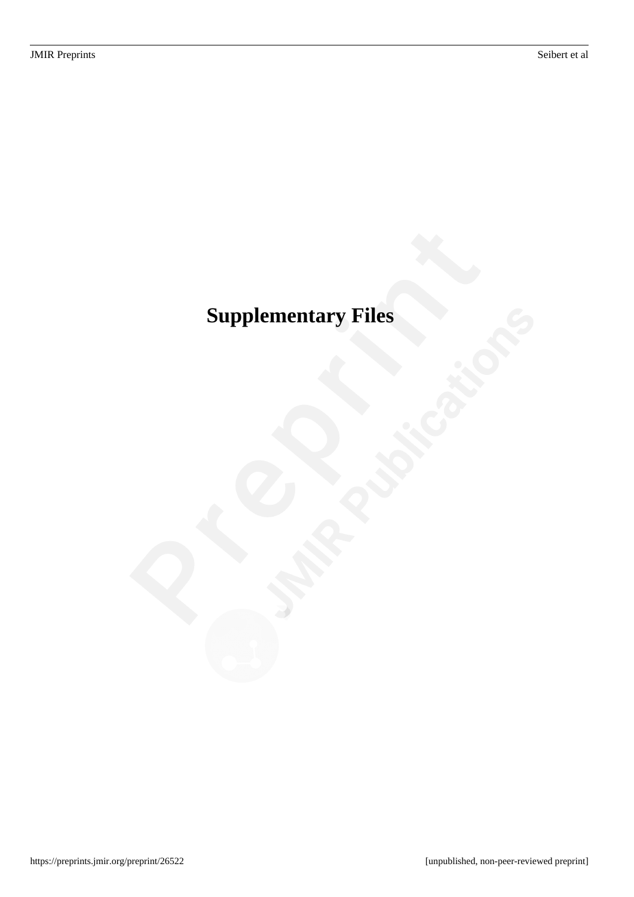# Supplementary Files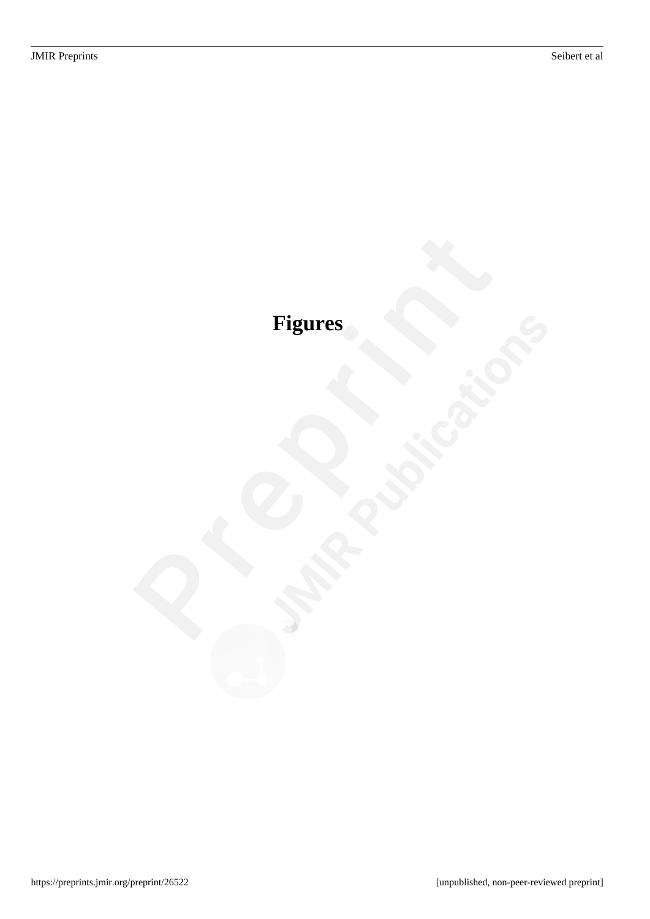# Figures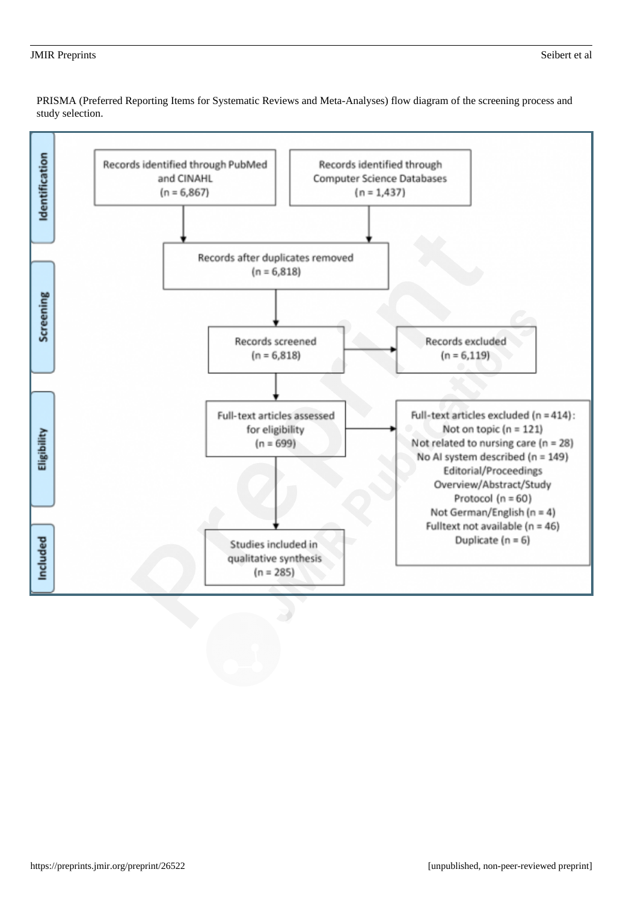PRISMA (Preferred Reporting Items for Systematic Reviews and Meta-Analyses) flow diagram of the screening process and study selection.

**Identification**

Records identified through PubMed and CINAHL (n = 6,867)

Records identified through Computer Science Databases (n = 1,437)

Records after duplicates removed (n = 6,818)

**Screening**

Records screened (n = 6,818)

Records excluded (n = 6,119)

**Eligibility**

Full-text articles assessed for eligibility (n = 699)

Full-text articles excluded (n = 414):
Not on topic (n = 121)
Not related to nursing care (n = 28)
No AI system described (n = 149)
Editorial/Proceedings Overview/Abstract/Study Protocol (n = 60)
Not German/English (n = 4)
Fulltext not available (n = 46)
Duplicate (n = 6)

**Included**

Studies included in qualitative synthesis (n = 285)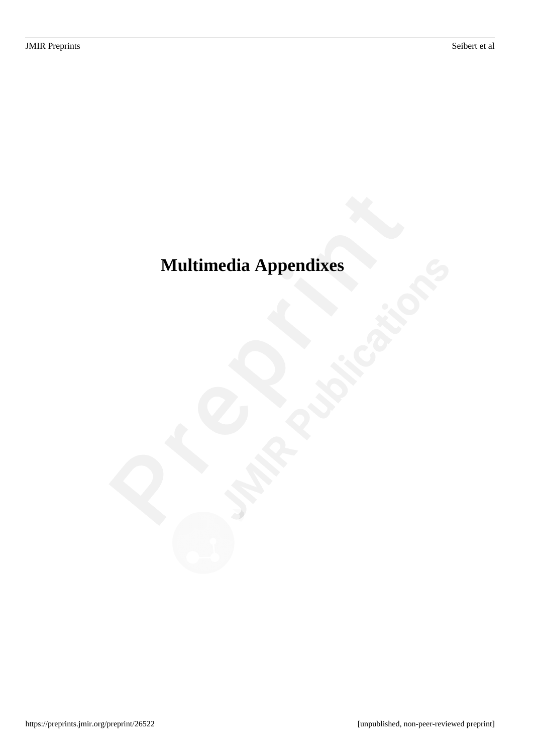# Multimedia Appendixes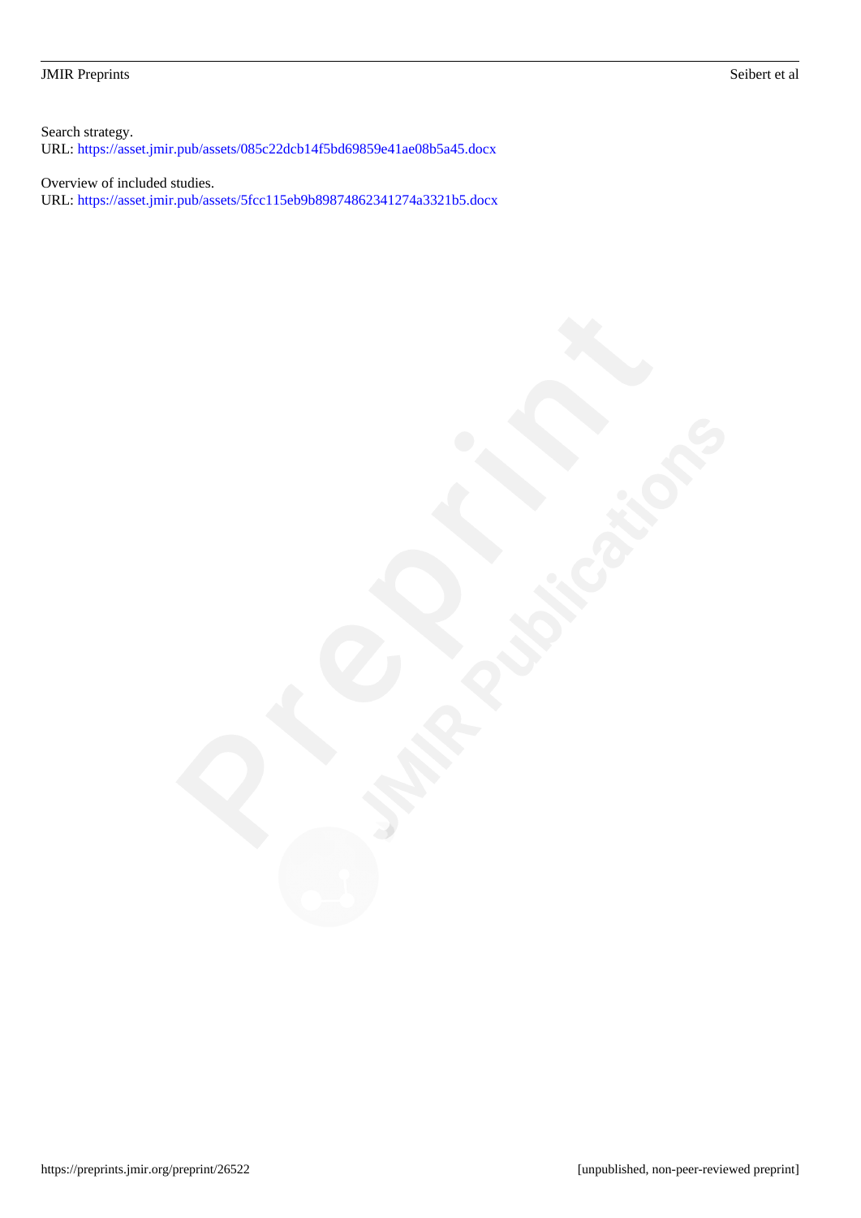Search strategy.
URL: https://asset.jmir.pub/assets/085c22dcb14f5bd69859e41ae08b5a45.docx

Overview of included studies.
URL: https://asset.jmir.pub/assets/5fcc115eb9b89874862341274a3321b5.docx